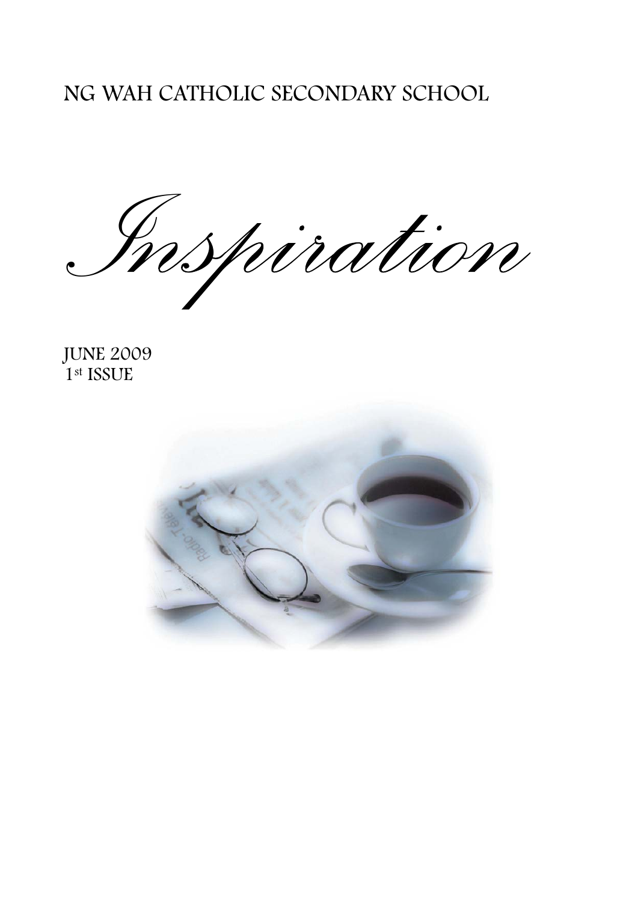NG WAH CATHOLIC SECONDARY SCHOOL

# *Inspiration*

JUNE 2009
1st ISSUE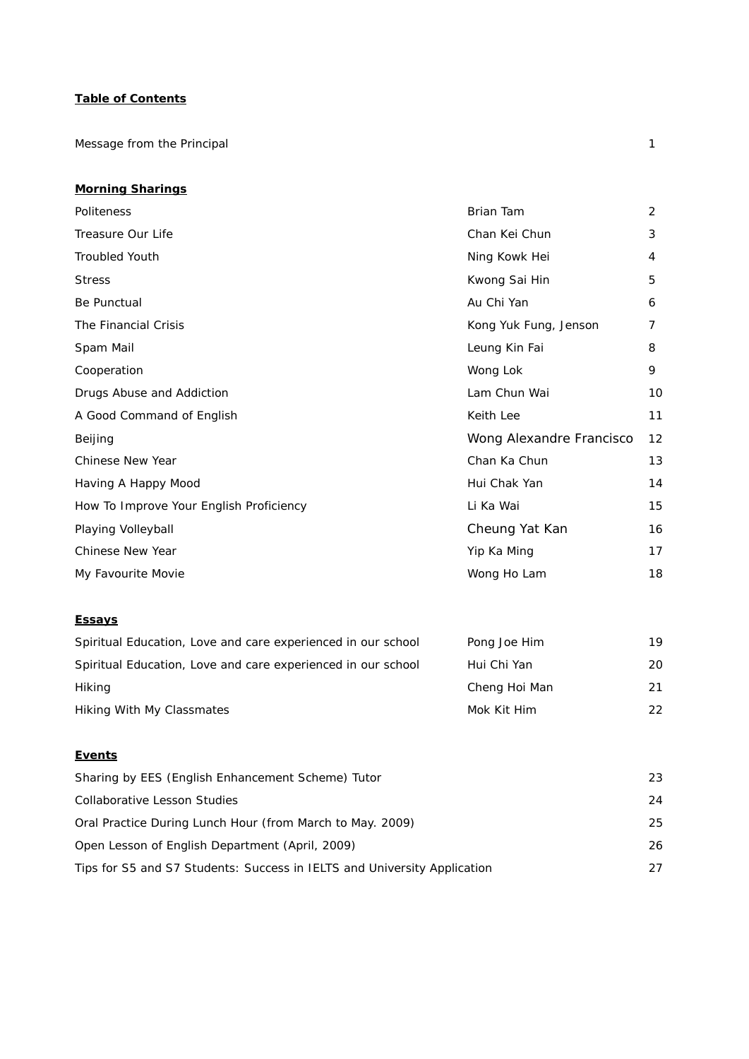**Table of Contents**

| | | |
|---|---|---|
| Message from the Principal | | 1 |
| **Morning Sharings** | | |
| Politeness | Brian Tam | 2 |
| Treasure Our Life | Chan Kei Chun | 3 |
| Troubled Youth | Ning Kowk Hei | 4 |
| Stress | Kwong Sai Hin | 5 |
| Be Punctual | Au Chi Yan | 6 |
| The Financial Crisis | Kong Yuk Fung, Jenson | 7 |
| Spam Mail | Leung Kin Fai | 8 |
| Cooperation | Wong Lok | 9 |
| Drugs Abuse and Addiction | Lam Chun Wai | 10 |
| A Good Command of English | Keith Lee | 11 |
| Beijing | Wong Alexandre Francisco | 12 |
| Chinese New Year | Chan Ka Chun | 13 |
| Having A Happy Mood | Hui Chak Yan | 14 |
| How To Improve Your English Proficiency | Li Ka Wai | 15 |
| Playing Volleyball | Cheung Yat Kan | 16 |
| Chinese New Year | Yip Ka Ming | 17 |
| My Favourite Movie | Wong Ho Lam | 18 |
| **Essays** | | |
| Spiritual Education, Love and care experienced in our school | Pong Joe Him | 19 |
| Spiritual Education, Love and care experienced in our school | Hui Chi Yan | 20 |
| Hiking | Cheng Hoi Man | 21 |
| Hiking With My Classmates | Mok Kit Him | 22 |
| **Events** | | |
| Sharing by EES (English Enhancement Scheme) Tutor | | 23 |
| Collaborative Lesson Studies | | 24 |
| Oral Practice During Lunch Hour (from March to May. 2009) | | 25 |
| Open Lesson of English Department (April, 2009) | | 26 |
| Tips for S5 and S7 Students: Success in IELTS and University Application | | 27 |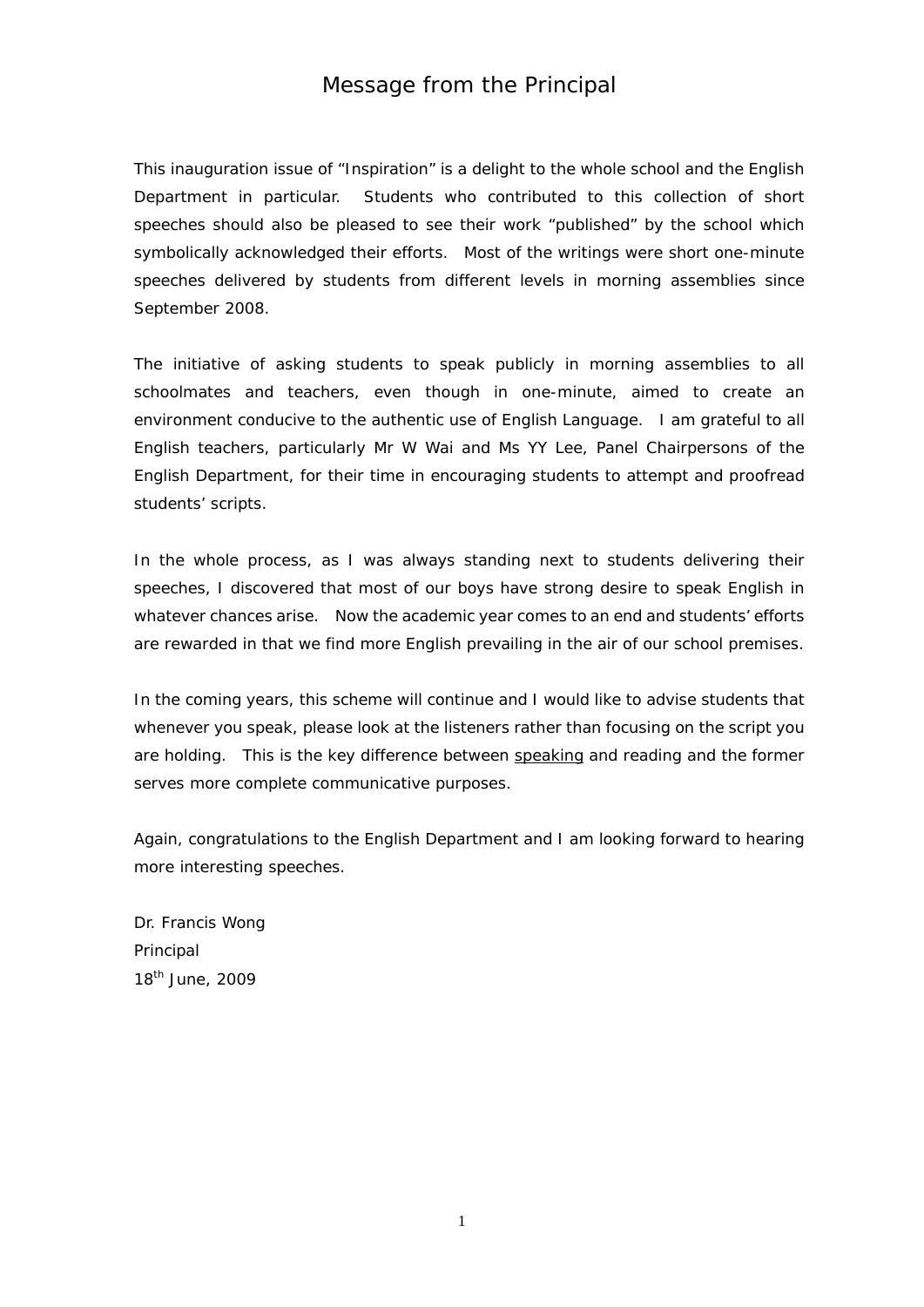# Message from the Principal

This inauguration issue of "Inspiration" is a delight to the whole school and the English Department in particular. Students who contributed to this collection of short speeches should also be pleased to see their work "published" by the school which symbolically acknowledged their efforts. Most of the writings were short one-minute speeches delivered by students from different levels in morning assemblies since September 2008.

The initiative of asking students to speak publicly in morning assemblies to all schoolmates and teachers, even though in one-minute, aimed to create an environment conducive to the authentic use of English Language. I am grateful to all English teachers, particularly Mr W Wai and Ms YY Lee, Panel Chairpersons of the English Department, for their time in encouraging students to attempt and proofread students' scripts.

In the whole process, as I was always standing next to students delivering their speeches, I discovered that most of our boys have strong desire to speak English in whatever chances arise. Now the academic year comes to an end and students' efforts are rewarded in that we find more English prevailing in the air of our school premises.

In the coming years, this scheme will continue and I would like to advise students that whenever you speak, please look at the listeners rather than focusing on the script you are holding. This is the key difference between <u>speaking</u> and reading and the former serves more complete communicative purposes.

Again, congratulations to the English Department and I am looking forward to hearing more interesting speeches.

Dr. Francis Wong
Principal
18th June, 2009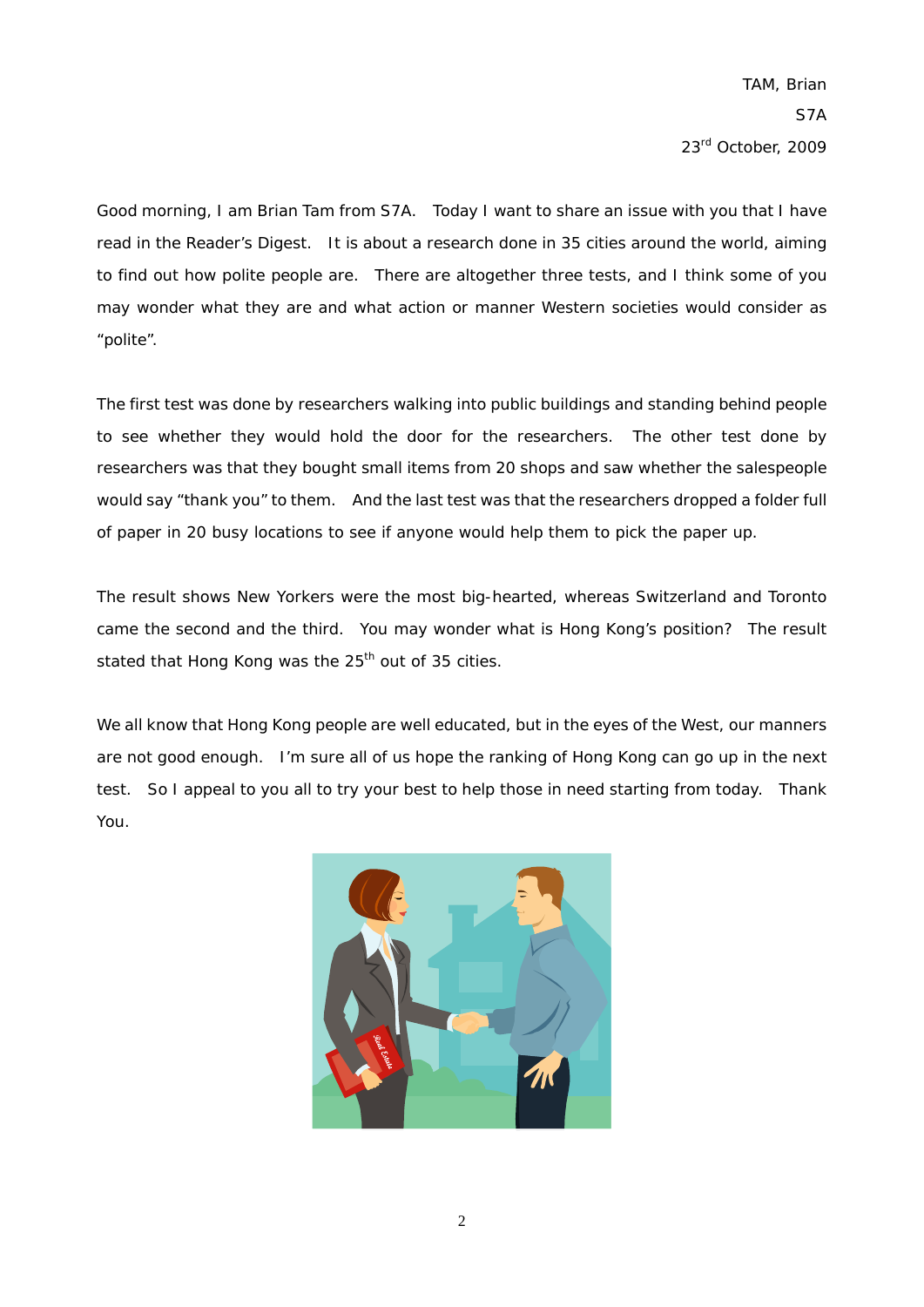TAM, Brian

S7A

23rd October, 2009

Good morning, I am Brian Tam from S7A. Today I want to share an issue with you that I have read in the Reader's Digest. It is about a research done in 35 cities around the world, aiming to find out how polite people are. There are altogether three tests, and I think some of you may wonder what they are and what action or manner Western societies would consider as "polite".

The first test was done by researchers walking into public buildings and standing behind people to see whether they would hold the door for the researchers. The other test done by researchers was that they bought small items from 20 shops and saw whether the salespeople would say "thank you" to them. And the last test was that the researchers dropped a folder full of paper in 20 busy locations to see if anyone would help them to pick the paper up.

The result shows New Yorkers were the most big-hearted, whereas Switzerland and Toronto came the second and the third. You may wonder what is Hong Kong's position? The result stated that Hong Kong was the 25th out of 35 cities.

We all know that Hong Kong people are well educated, but in the eyes of the West, our manners are not good enough. I'm sure all of us hope the ranking of Hong Kong can go up in the next test. So I appeal to you all to try your best to help those in need starting from today. Thank You.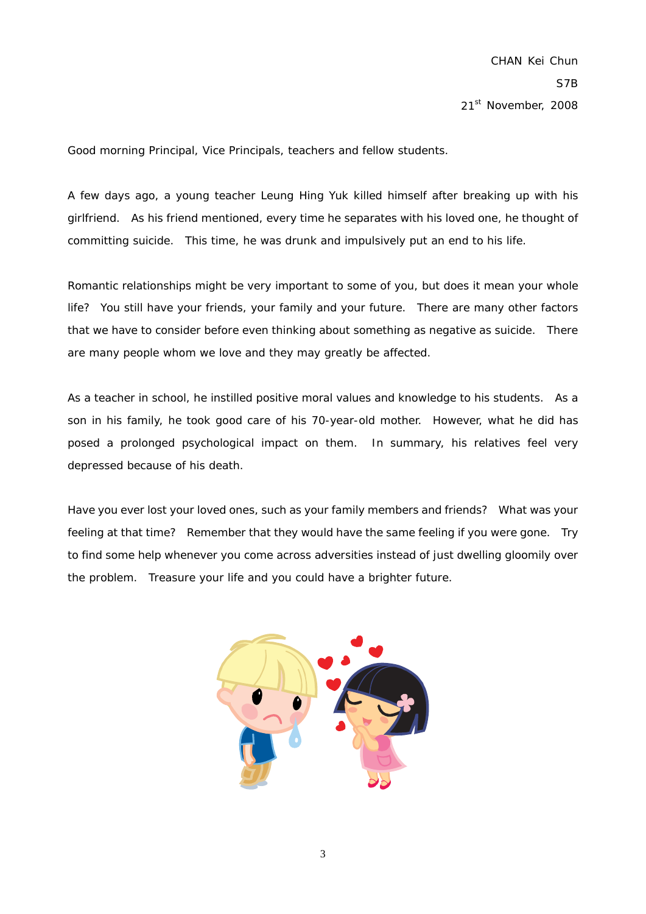CHAN Kei Chun

S7B

21st November, 2008

Good morning Principal, Vice Principals, teachers and fellow students.

A few days ago, a young teacher Leung Hing Yuk killed himself after breaking up with his girlfriend. As his friend mentioned, every time he separates with his loved one, he thought of committing suicide. This time, he was drunk and impulsively put an end to his life.

Romantic relationships might be very important to some of you, but does it mean your whole life? You still have your friends, your family and your future. There are many other factors that we have to consider before even thinking about something as negative as suicide. There are many people whom we love and they may greatly be affected.

As a teacher in school, he instilled positive moral values and knowledge to his students. As a son in his family, he took good care of his 70-year-old mother. However, what he did has posed a prolonged psychological impact on them. In summary, his relatives feel very depressed because of his death.

Have you ever lost your loved ones, such as your family members and friends? What was your feeling at that time? Remember that they would have the same feeling if you were gone. Try to find some help whenever you come across adversities instead of just dwelling gloomily over the problem. Treasure your life and you could have a brighter future.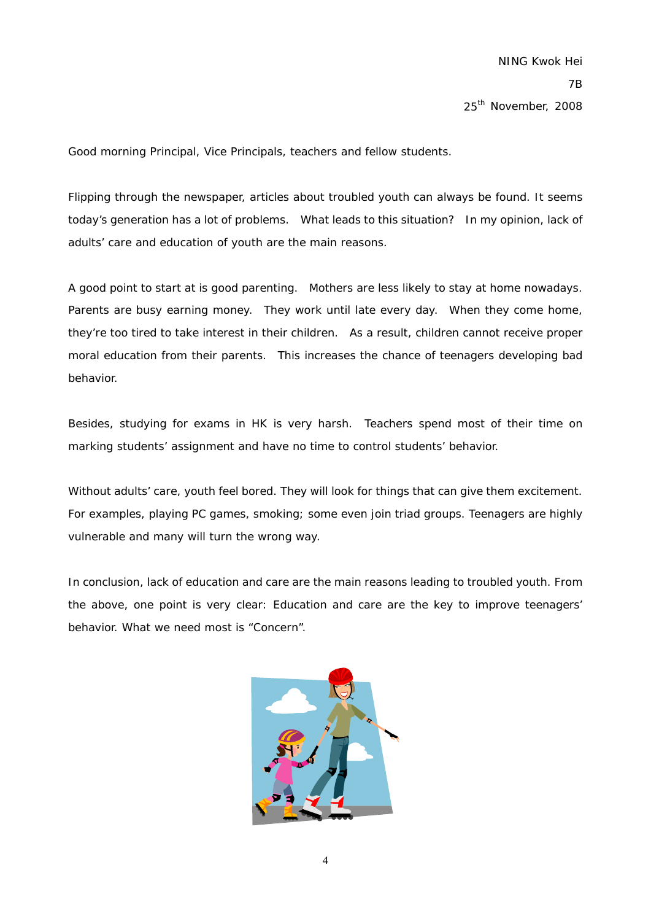NING Kwok Hei

7B

25th November, 2008

Good morning Principal, Vice Principals, teachers and fellow students.

Flipping through the newspaper, articles about troubled youth can always be found. It seems today's generation has a lot of problems. What leads to this situation? In my opinion, lack of adults' care and education of youth are the main reasons.

A good point to start at is good parenting. Mothers are less likely to stay at home nowadays. Parents are busy earning money. They work until late every day. When they come home, they're too tired to take interest in their children. As a result, children cannot receive proper moral education from their parents. This increases the chance of teenagers developing bad behavior.

Besides, studying for exams in HK is very harsh. Teachers spend most of their time on marking students' assignment and have no time to control students' behavior.

Without adults' care, youth feel bored. They will look for things that can give them excitement. For examples, playing PC games, smoking; some even join triad groups. Teenagers are highly vulnerable and many will turn the wrong way.

In conclusion, lack of education and care are the main reasons leading to troubled youth. From the above, one point is very clear: Education and care are the key to improve teenagers' behavior. What we need most is "Concern".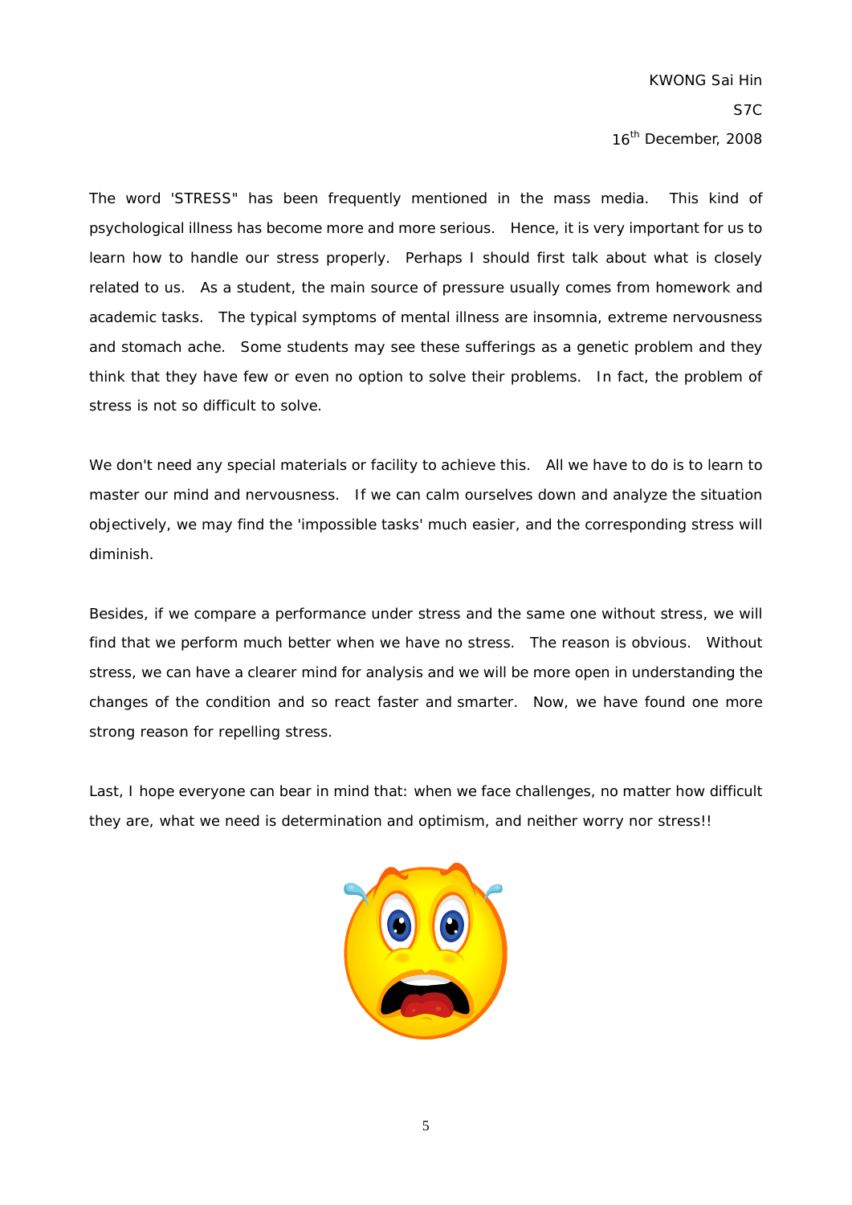KWONG Sai Hin
S7C
16th December, 2008

The word 'STRESS" has been frequently mentioned in the mass media. This kind of psychological illness has become more and more serious. Hence, it is very important for us to learn how to handle our stress properly. Perhaps I should first talk about what is closely related to us. As a student, the main source of pressure usually comes from homework and academic tasks. The typical symptoms of mental illness are insomnia, extreme nervousness and stomach ache. Some students may see these sufferings as a genetic problem and they think that they have few or even no option to solve their problems. In fact, the problem of stress is not so difficult to solve.

We don't need any special materials or facility to achieve this. All we have to do is to learn to master our mind and nervousness. If we can calm ourselves down and analyze the situation objectively, we may find the 'impossible tasks' much easier, and the corresponding stress will diminish.

Besides, if we compare a performance under stress and the same one without stress, we will find that we perform much better when we have no stress. The reason is obvious. Without stress, we can have a clearer mind for analysis and we will be more open in understanding the changes of the condition and so react faster and smarter. Now, we have found one more strong reason for repelling stress.

Last, I hope everyone can bear in mind that: when we face challenges, no matter how difficult they are, what we need is determination and optimism, and neither worry nor stress!!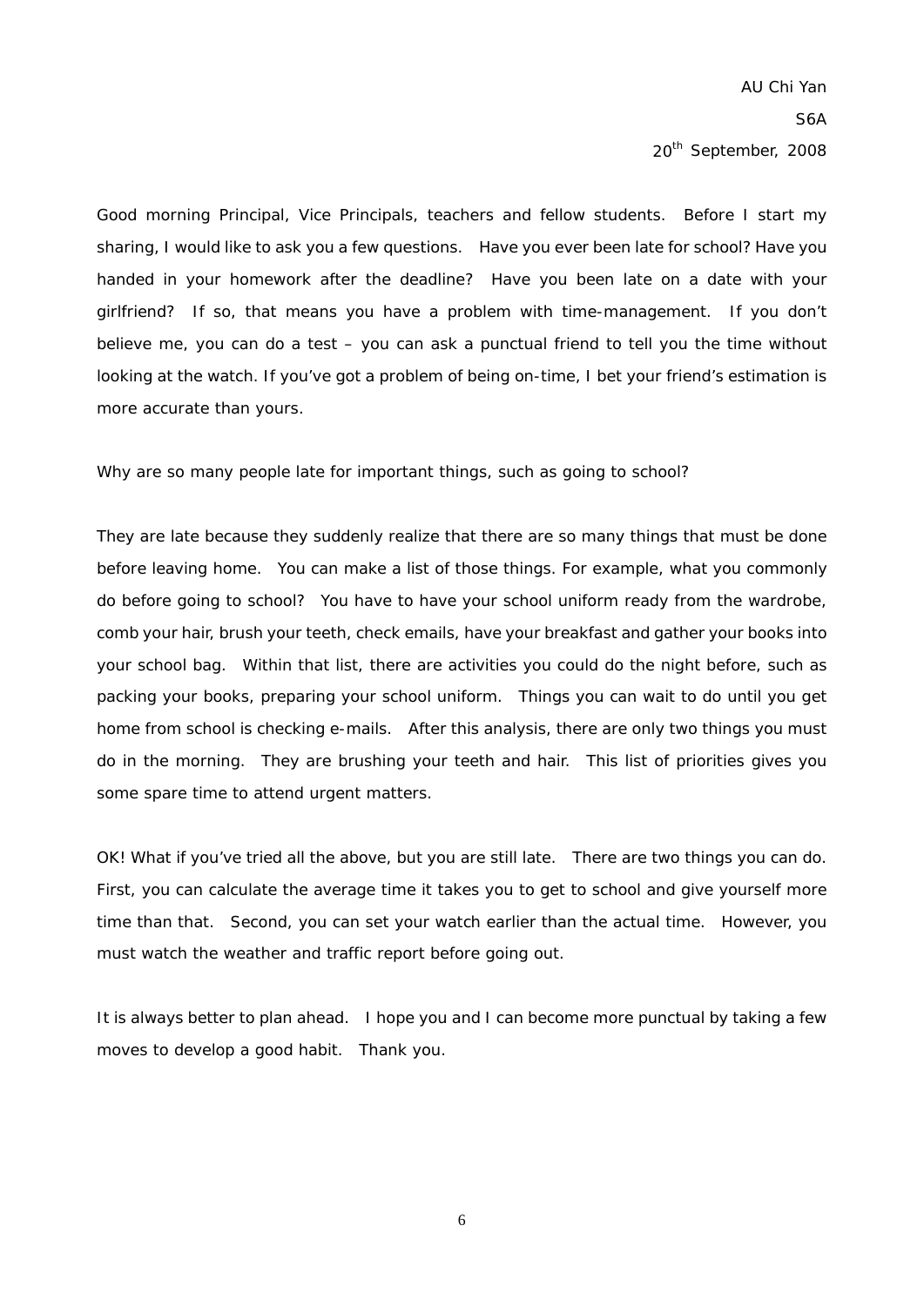AU Chi Yan

S6A

20th September, 2008

Good morning Principal, Vice Principals, teachers and fellow students. Before I start my sharing, I would like to ask you a few questions. Have you ever been late for school? Have you handed in your homework after the deadline? Have you been late on a date with your girlfriend? If so, that means you have a problem with time-management. If you don't believe me, you can do a test – you can ask a punctual friend to tell you the time without looking at the watch. If you've got a problem of being on-time, I bet your friend's estimation is more accurate than yours.

Why are so many people late for important things, such as going to school?

They are late because they suddenly realize that there are so many things that must be done before leaving home. You can make a list of those things. For example, what you commonly do before going to school? You have to have your school uniform ready from the wardrobe, comb your hair, brush your teeth, check emails, have your breakfast and gather your books into your school bag. Within that list, there are activities you could do the night before, such as packing your books, preparing your school uniform. Things you can wait to do until you get home from school is checking e-mails. After this analysis, there are only two things you must do in the morning. They are brushing your teeth and hair. This list of priorities gives you some spare time to attend urgent matters.

OK! What if you've tried all the above, but you are still late. There are two things you can do. First, you can calculate the average time it takes you to get to school and give yourself more time than that. Second, you can set your watch earlier than the actual time. However, you must watch the weather and traffic report before going out.

It is always better to plan ahead. I hope you and I can become more punctual by taking a few moves to develop a good habit. Thank you.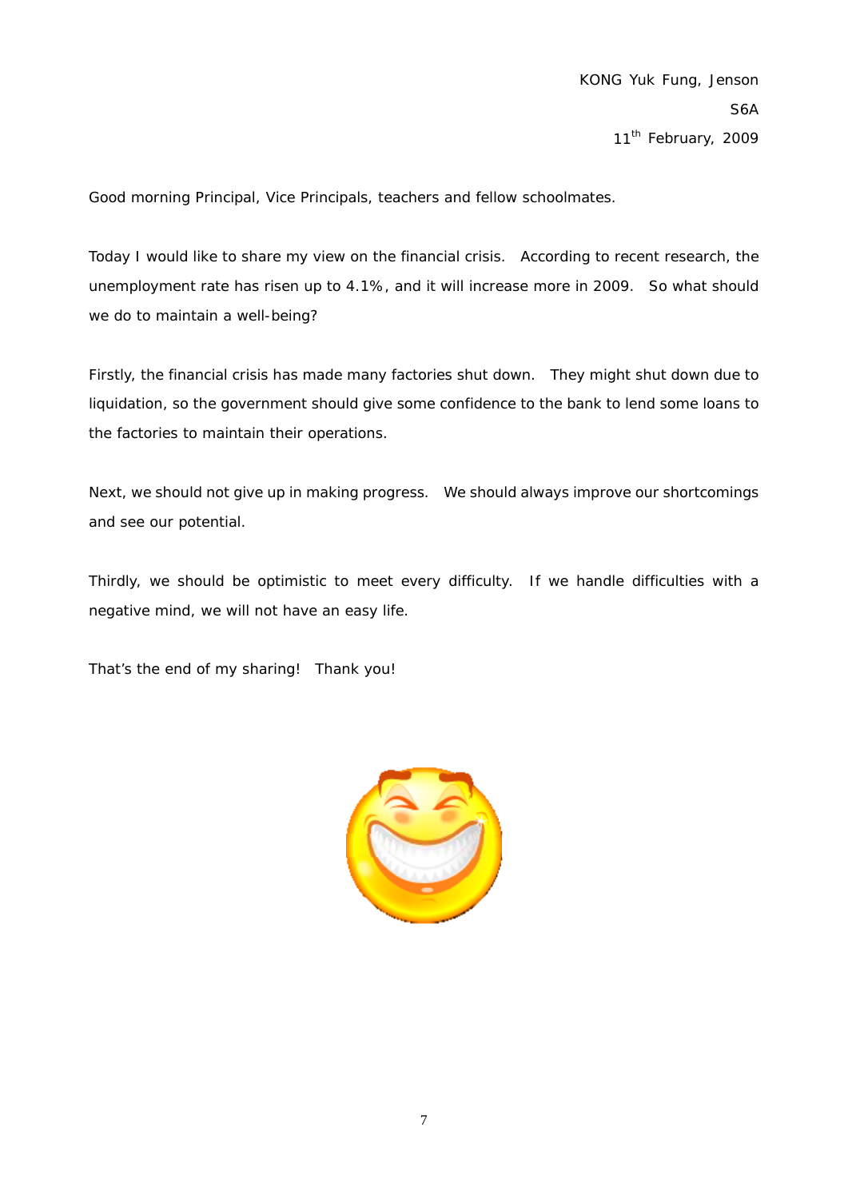KONG Yuk Fung, Jenson

S6A

11th February, 2009

Good morning Principal, Vice Principals, teachers and fellow schoolmates.

Today I would like to share my view on the financial crisis. According to recent research, the unemployment rate has risen up to 4.1%, and it will increase more in 2009. So what should we do to maintain a well-being?

Firstly, the financial crisis has made many factories shut down. They might shut down due to liquidation, so the government should give some confidence to the bank to lend some loans to the factories to maintain their operations.

Next, we should not give up in making progress. We should always improve our shortcomings and see our potential.

Thirdly, we should be optimistic to meet every difficulty. If we handle difficulties with a negative mind, we will not have an easy life.

That's the end of my sharing! Thank you!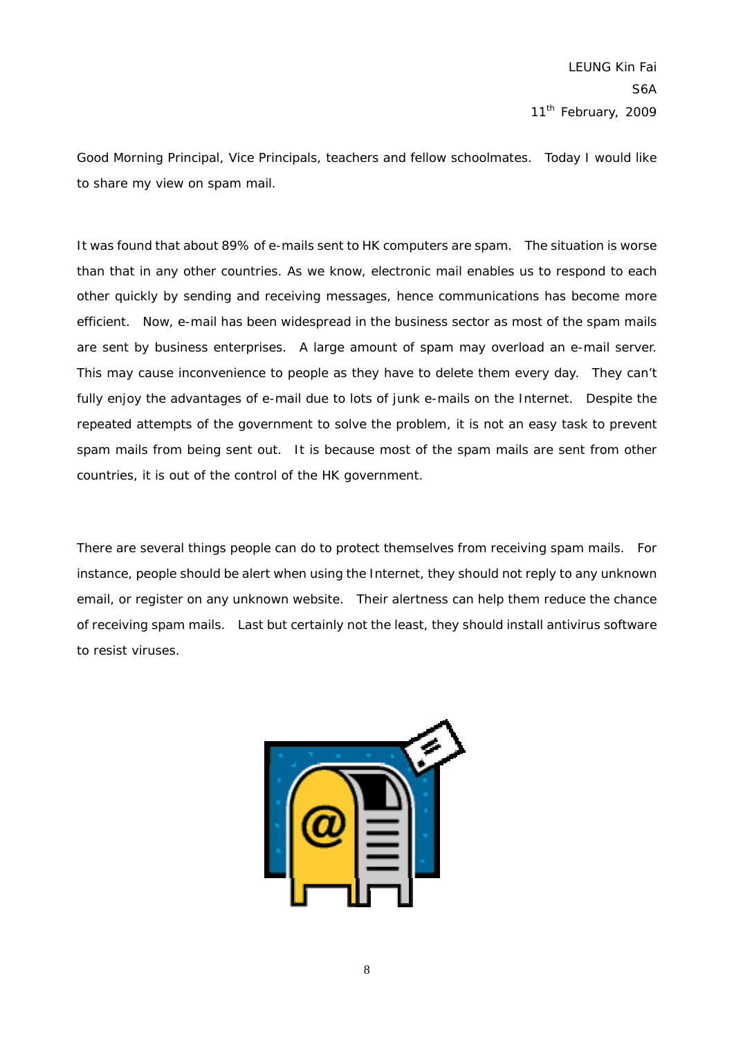LEUNG Kin Fai
S6A
11th February, 2009

Good Morning Principal, Vice Principals, teachers and fellow schoolmates. Today I would like to share my view on spam mail.

It was found that about 89% of e-mails sent to HK computers are spam. The situation is worse than that in any other countries. As we know, electronic mail enables us to respond to each other quickly by sending and receiving messages, hence communications has become more efficient. Now, e-mail has been widespread in the business sector as most of the spam mails are sent by business enterprises. A large amount of spam may overload an e-mail server. This may cause inconvenience to people as they have to delete them every day. They can't fully enjoy the advantages of e-mail due to lots of junk e-mails on the Internet. Despite the repeated attempts of the government to solve the problem, it is not an easy task to prevent spam mails from being sent out. It is because most of the spam mails are sent from other countries, it is out of the control of the HK government.

There are several things people can do to protect themselves from receiving spam mails. For instance, people should be alert when using the Internet, they should not reply to any unknown email, or register on any unknown website. Their alertness can help them reduce the chance of receiving spam mails. Last but certainly not the least, they should install antivirus software to resist viruses.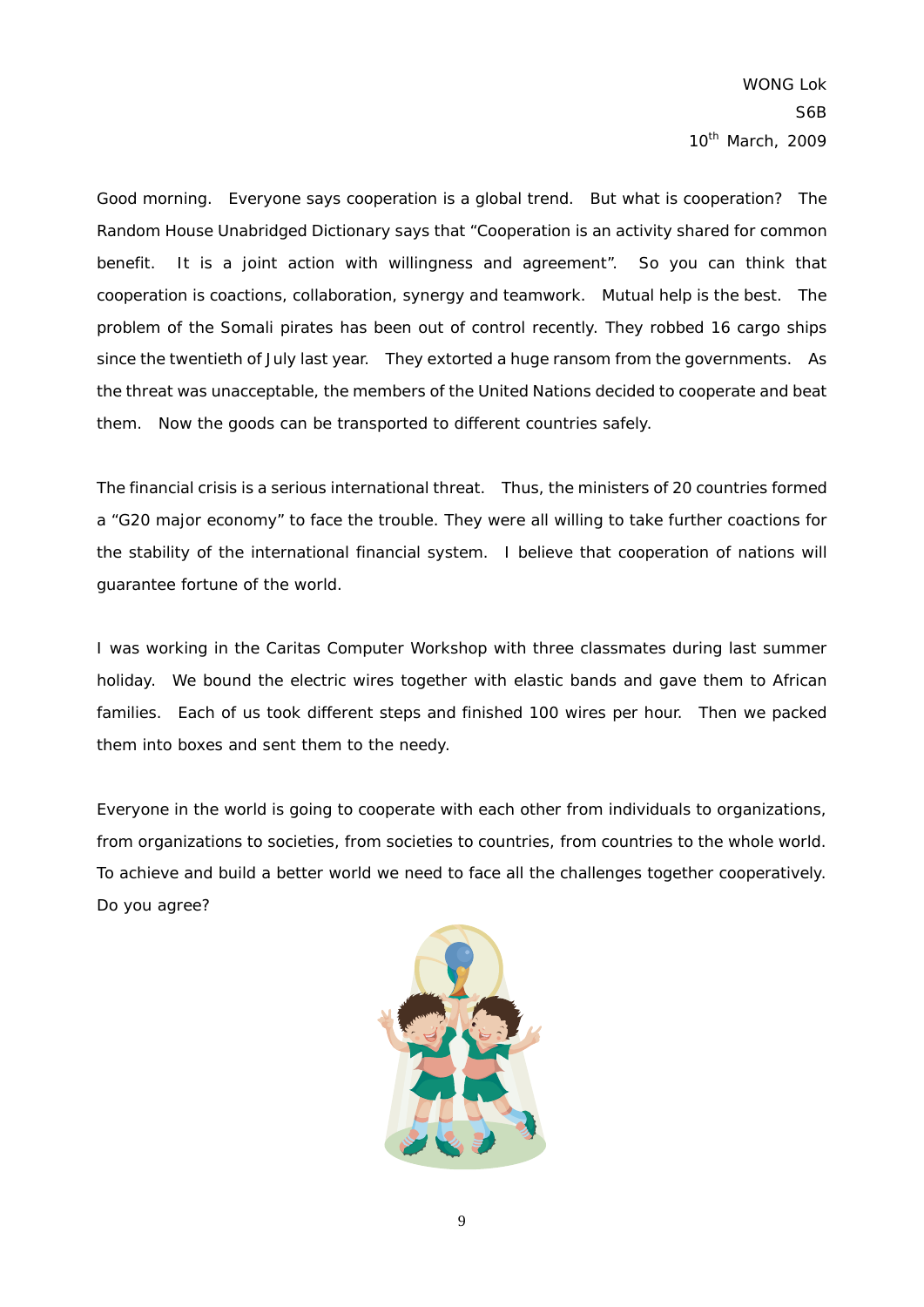WONG Lok

S6B

10th March, 2009

Good morning. Everyone says cooperation is a global trend. But what is cooperation? The Random House Unabridged Dictionary says that "Cooperation is an activity shared for common benefit. It is a joint action with willingness and agreement". So you can think that cooperation is coactions, collaboration, synergy and teamwork. Mutual help is the best. The problem of the Somali pirates has been out of control recently. They robbed 16 cargo ships since the twentieth of July last year. They extorted a huge ransom from the governments. As the threat was unacceptable, the members of the United Nations decided to cooperate and beat them. Now the goods can be transported to different countries safely.

The financial crisis is a serious international threat. Thus, the ministers of 20 countries formed a "G20 major economy" to face the trouble. They were all willing to take further coactions for the stability of the international financial system. I believe that cooperation of nations will guarantee fortune of the world.

I was working in the Caritas Computer Workshop with three classmates during last summer holiday. We bound the electric wires together with elastic bands and gave them to African families. Each of us took different steps and finished 100 wires per hour. Then we packed them into boxes and sent them to the needy.

Everyone in the world is going to cooperate with each other from individuals to organizations, from organizations to societies, from societies to countries, from countries to the whole world. To achieve and build a better world we need to face all the challenges together cooperatively. Do you agree?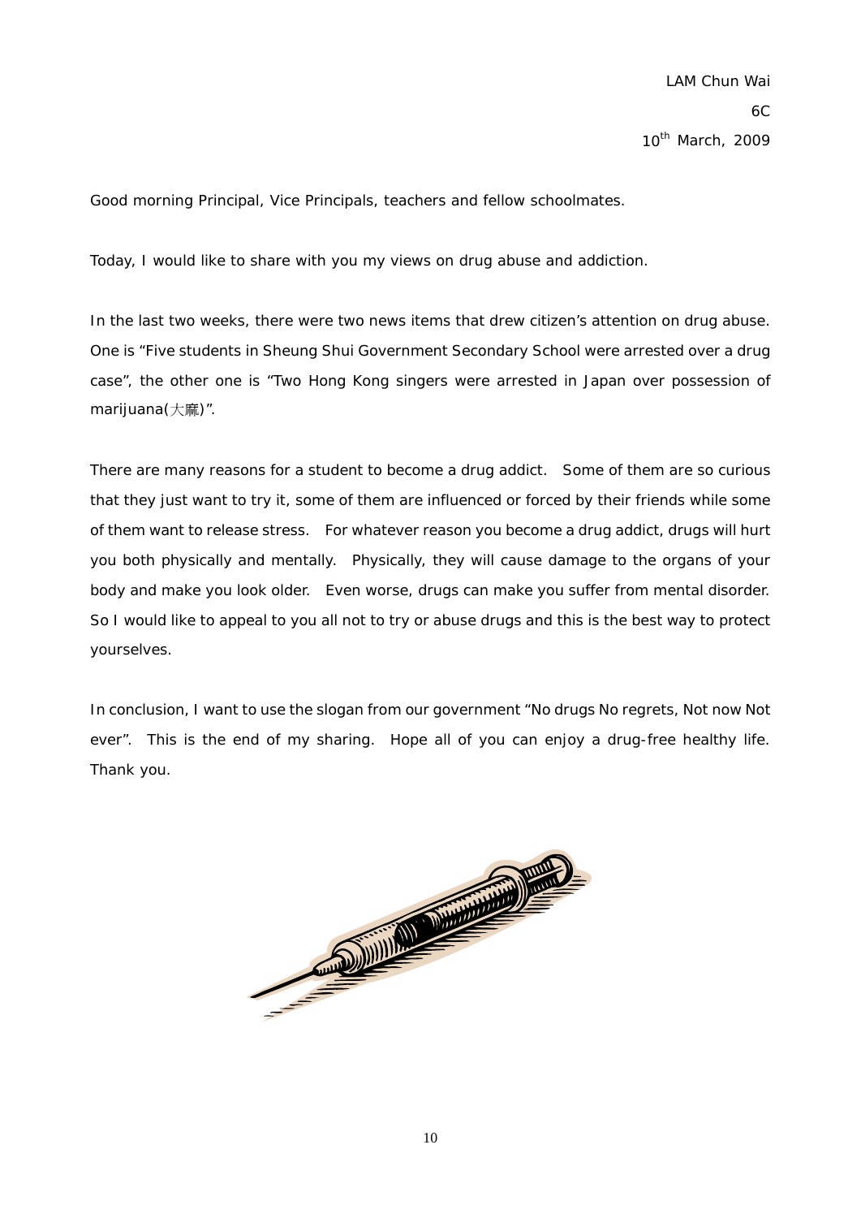LAM Chun Wai

6C

10th March, 2009

Good morning Principal, Vice Principals, teachers and fellow schoolmates.

Today, I would like to share with you my views on drug abuse and addiction.

In the last two weeks, there were two news items that drew citizen's attention on drug abuse. One is "Five students in Sheung Shui Government Secondary School were arrested over a drug case", the other one is "Two Hong Kong singers were arrested in Japan over possession of marijuana(大麻)".

There are many reasons for a student to become a drug addict. Some of them are so curious that they just want to try it, some of them are influenced or forced by their friends while some of them want to release stress. For whatever reason you become a drug addict, drugs will hurt you both physically and mentally. Physically, they will cause damage to the organs of your body and make you look older. Even worse, drugs can make you suffer from mental disorder. So I would like to appeal to you all not to try or abuse drugs and this is the best way to protect yourselves.

In conclusion, I want to use the slogan from our government "No drugs No regrets, Not now Not ever". This is the end of my sharing. Hope all of you can enjoy a drug-free healthy life. Thank you.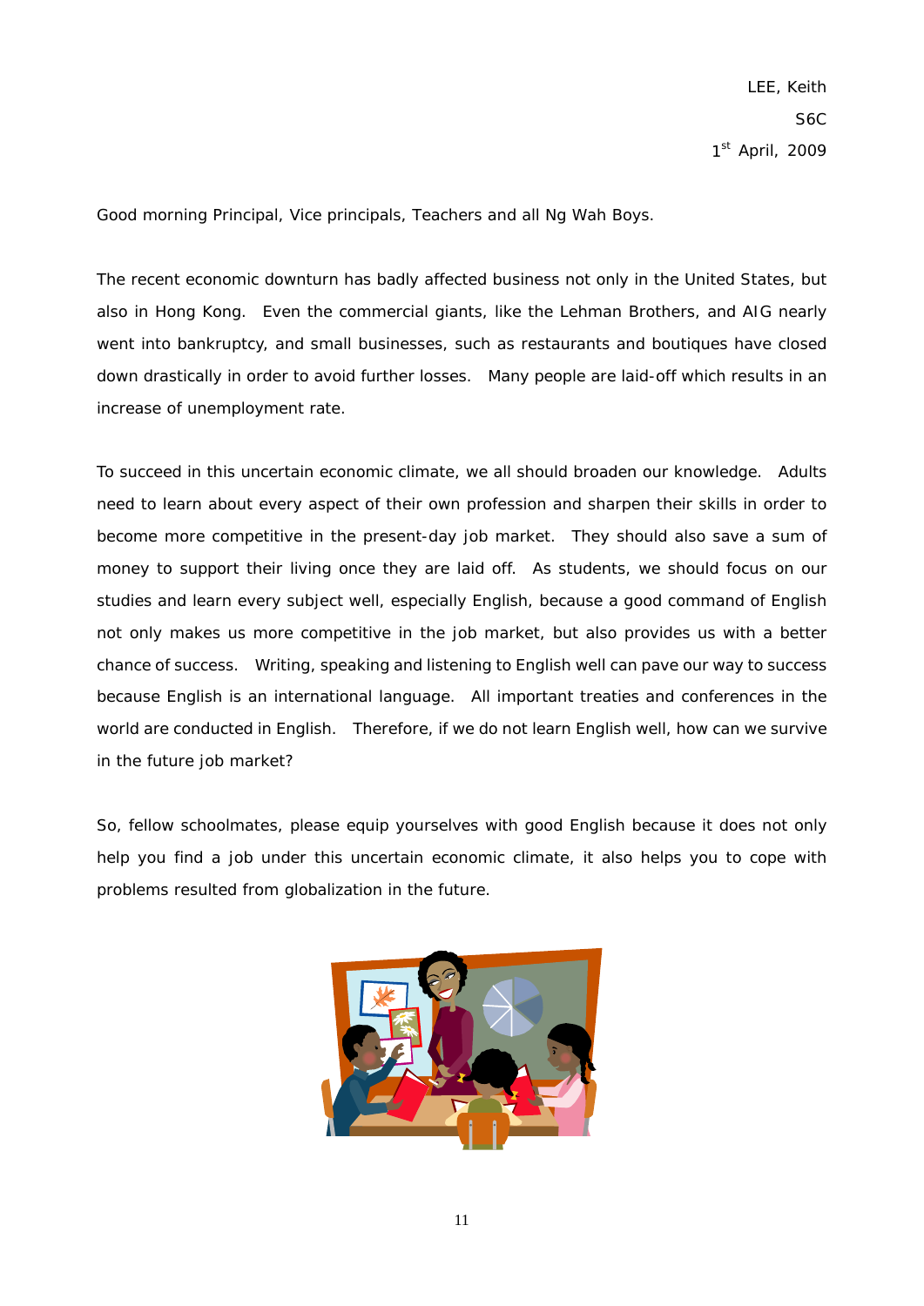LEE, Keith

S6C

1st April, 2009

Good morning Principal, Vice principals, Teachers and all Ng Wah Boys.

The recent economic downturn has badly affected business not only in the United States, but also in Hong Kong. Even the commercial giants, like the Lehman Brothers, and AIG nearly went into bankruptcy, and small businesses, such as restaurants and boutiques have closed down drastically in order to avoid further losses. Many people are laid-off which results in an increase of unemployment rate.

To succeed in this uncertain economic climate, we all should broaden our knowledge. Adults need to learn about every aspect of their own profession and sharpen their skills in order to become more competitive in the present-day job market. They should also save a sum of money to support their living once they are laid off. As students, we should focus on our studies and learn every subject well, especially English, because a good command of English not only makes us more competitive in the job market, but also provides us with a better chance of success. Writing, speaking and listening to English well can pave our way to success because English is an international language. All important treaties and conferences in the world are conducted in English. Therefore, if we do not learn English well, how can we survive in the future job market?

So, fellow schoolmates, please equip yourselves with good English because it does not only help you find a job under this uncertain economic climate, it also helps you to cope with problems resulted from globalization in the future.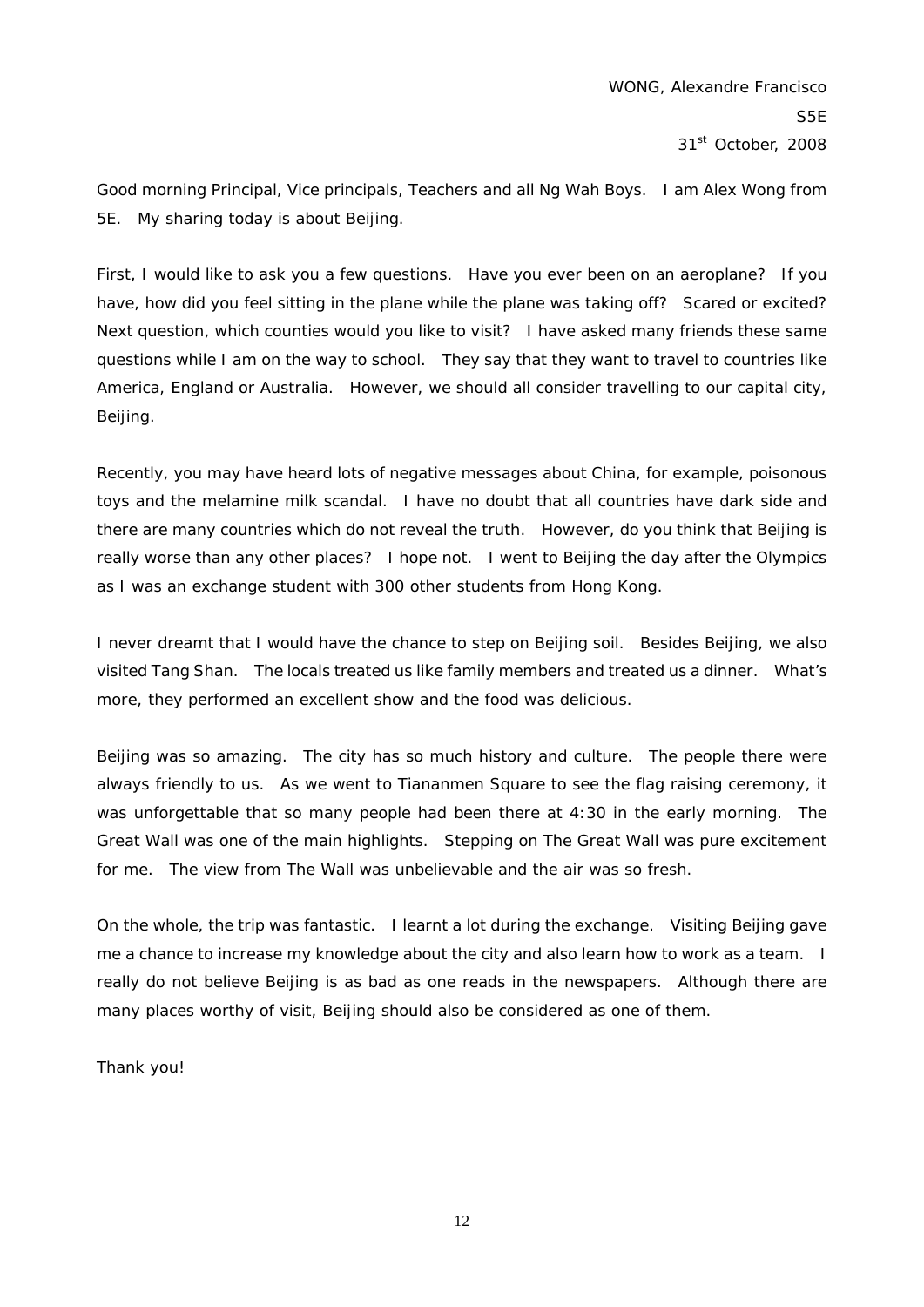WONG, Alexandre Francisco
S5E
31st October, 2008

Good morning Principal, Vice principals, Teachers and all Ng Wah Boys. I am Alex Wong from 5E. My sharing today is about Beijing.

First, I would like to ask you a few questions. Have you ever been on an aeroplane? If you have, how did you feel sitting in the plane while the plane was taking off? Scared or excited? Next question, which counties would you like to visit? I have asked many friends these same questions while I am on the way to school. They say that they want to travel to countries like America, England or Australia. However, we should all consider travelling to our capital city, Beijing.

Recently, you may have heard lots of negative messages about China, for example, poisonous toys and the melamine milk scandal. I have no doubt that all countries have dark side and there are many countries which do not reveal the truth. However, do you think that Beijing is really worse than any other places? I hope not. I went to Beijing the day after the Olympics as I was an exchange student with 300 other students from Hong Kong.

I never dreamt that I would have the chance to step on Beijing soil. Besides Beijing, we also visited Tang Shan. The locals treated us like family members and treated us a dinner. What's more, they performed an excellent show and the food was delicious.

Beijing was so amazing. The city has so much history and culture. The people there were always friendly to us. As we went to Tiananmen Square to see the flag raising ceremony, it was unforgettable that so many people had been there at 4:30 in the early morning. The Great Wall was one of the main highlights. Stepping on The Great Wall was pure excitement for me. The view from The Wall was unbelievable and the air was so fresh.

On the whole, the trip was fantastic. I learnt a lot during the exchange. Visiting Beijing gave me a chance to increase my knowledge about the city and also learn how to work as a team. I really do not believe Beijing is as bad as one reads in the newspapers. Although there are many places worthy of visit, Beijing should also be considered as one of them.

Thank you!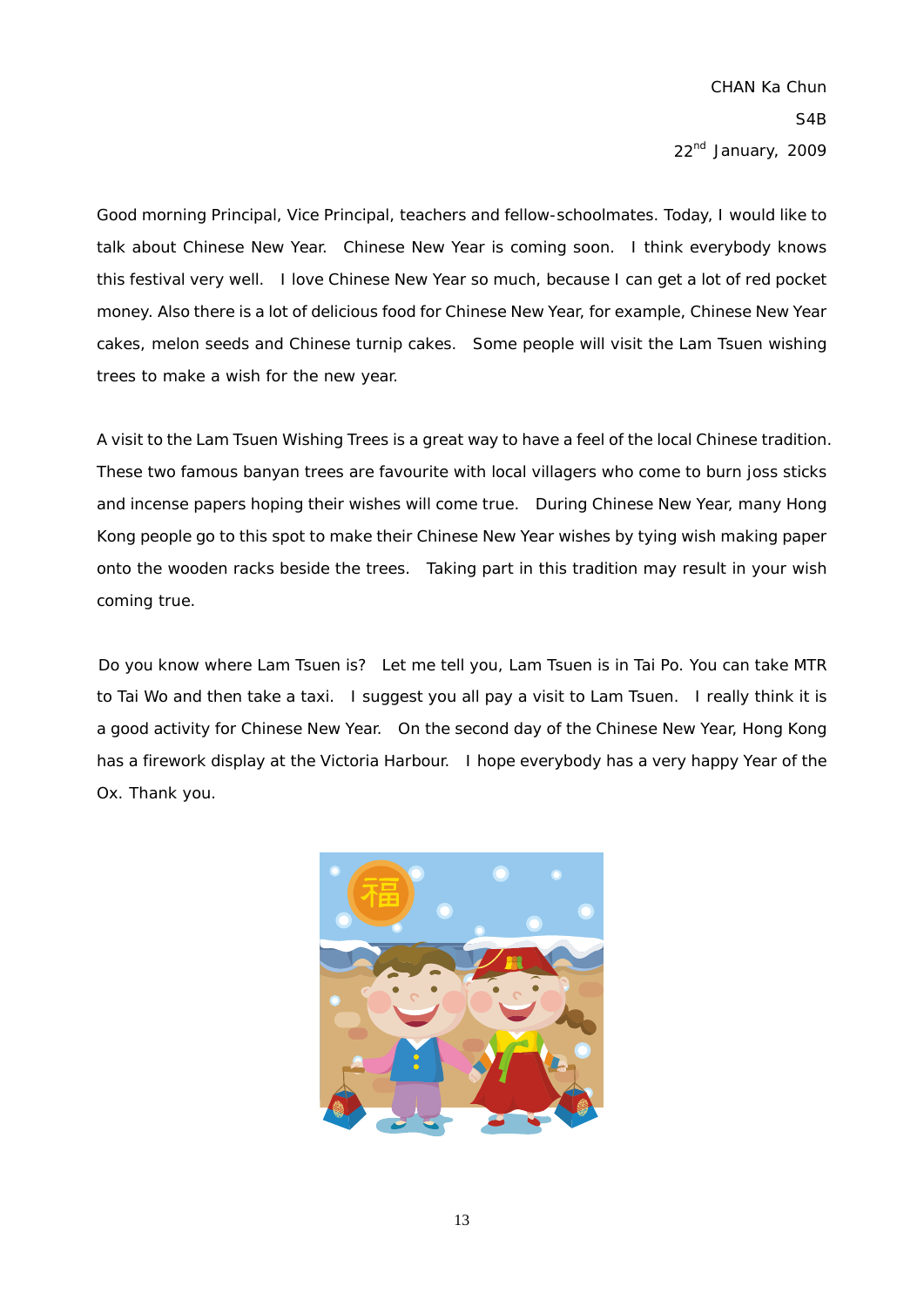CHAN Ka Chun

S4B

22nd January, 2009

Good morning Principal, Vice Principal, teachers and fellow-schoolmates. Today, I would like to talk about Chinese New Year. Chinese New Year is coming soon. I think everybody knows this festival very well. I love Chinese New Year so much, because I can get a lot of red pocket money. Also there is a lot of delicious food for Chinese New Year, for example, Chinese New Year cakes, melon seeds and Chinese turnip cakes. Some people will visit the Lam Tsuen wishing trees to make a wish for the new year.

A visit to the Lam Tsuen Wishing Trees is a great way to have a feel of the local Chinese tradition. These two famous banyan trees are favourite with local villagers who come to burn joss sticks and incense papers hoping their wishes will come true. During Chinese New Year, many Hong Kong people go to this spot to make their Chinese New Year wishes by tying wish making paper onto the wooden racks beside the trees. Taking part in this tradition may result in your wish coming true.

Do you know where Lam Tsuen is? Let me tell you, Lam Tsuen is in Tai Po. You can take MTR to Tai Wo and then take a taxi. I suggest you all pay a visit to Lam Tsuen. I really think it is a good activity for Chinese New Year. On the second day of the Chinese New Year, Hong Kong has a firework display at the Victoria Harbour. I hope everybody has a very happy Year of the Ox. Thank you.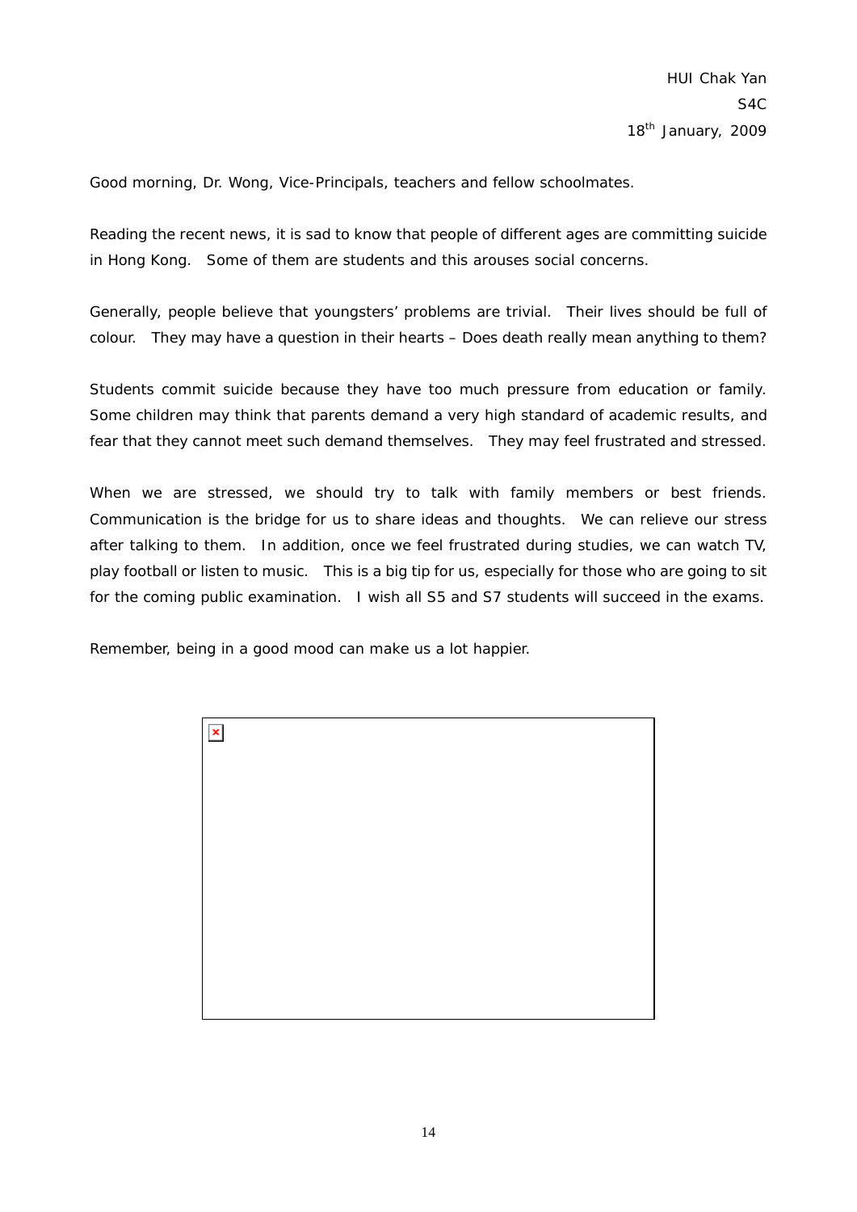HUI Chak Yan
S4C
18th January, 2009

Good morning, Dr. Wong, Vice-Principals, teachers and fellow schoolmates.

Reading the recent news, it is sad to know that people of different ages are committing suicide in Hong Kong. Some of them are students and this arouses social concerns.

Generally, people believe that youngsters' problems are trivial. Their lives should be full of colour. They may have a question in their hearts – Does death really mean anything to them?

Students commit suicide because they have too much pressure from education or family. Some children may think that parents demand a very high standard of academic results, and fear that they cannot meet such demand themselves. They may feel frustrated and stressed.

When we are stressed, we should try to talk with family members or best friends. Communication is the bridge for us to share ideas and thoughts. We can relieve our stress after talking to them. In addition, once we feel frustrated during studies, we can watch TV, play football or listen to music. This is a big tip for us, especially for those who are going to sit for the coming public examination. I wish all S5 and S7 students will succeed in the exams.

Remember, being in a good mood can make us a lot happier.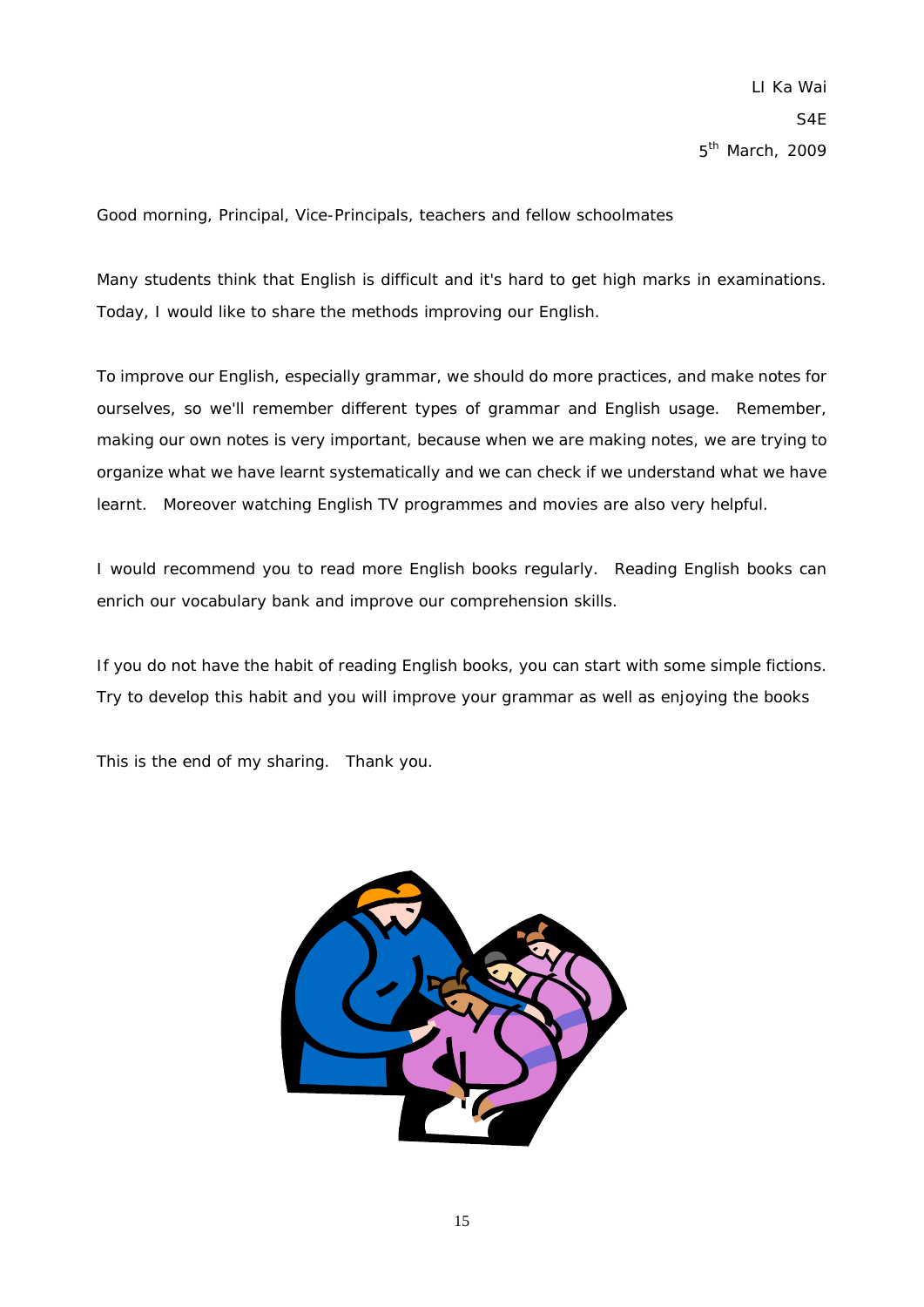LI Ka Wai
S4E
5th March, 2009

Good morning, Principal, Vice-Principals, teachers and fellow schoolmates

Many students think that English is difficult and it's hard to get high marks in examinations. Today, I would like to share the methods improving our English.

To improve our English, especially grammar, we should do more practices, and make notes for ourselves, so we'll remember different types of grammar and English usage. Remember, making our own notes is very important, because when we are making notes, we are trying to organize what we have learnt systematically and we can check if we understand what we have learnt. Moreover watching English TV programmes and movies are also very helpful.

I would recommend you to read more English books regularly. Reading English books can enrich our vocabulary bank and improve our comprehension skills.

If you do not have the habit of reading English books, you can start with some simple fictions. Try to develop this habit and you will improve your grammar as well as enjoying the books

This is the end of my sharing. Thank you.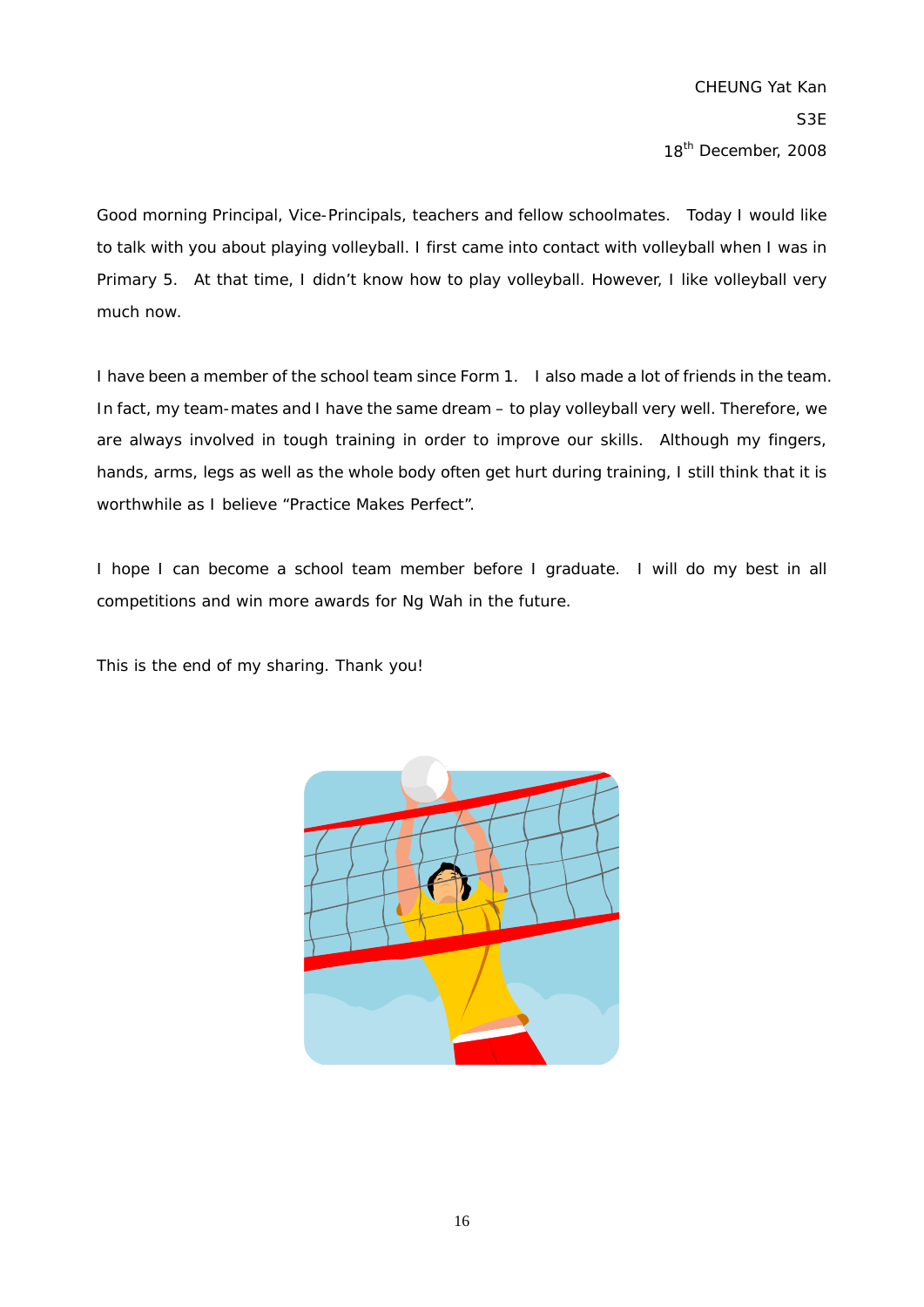CHEUNG Yat Kan

S3E

18th December, 2008

Good morning Principal, Vice-Principals, teachers and fellow schoolmates. Today I would like to talk with you about playing volleyball. I first came into contact with volleyball when I was in Primary 5. At that time, I didn't know how to play volleyball. However, I like volleyball very much now.

I have been a member of the school team since Form 1. I also made a lot of friends in the team. In fact, my team-mates and I have the same dream – to play volleyball very well. Therefore, we are always involved in tough training in order to improve our skills. Although my fingers, hands, arms, legs as well as the whole body often get hurt during training, I still think that it is worthwhile as I believe "Practice Makes Perfect".

I hope I can become a school team member before I graduate. I will do my best in all competitions and win more awards for Ng Wah in the future.

This is the end of my sharing. Thank you!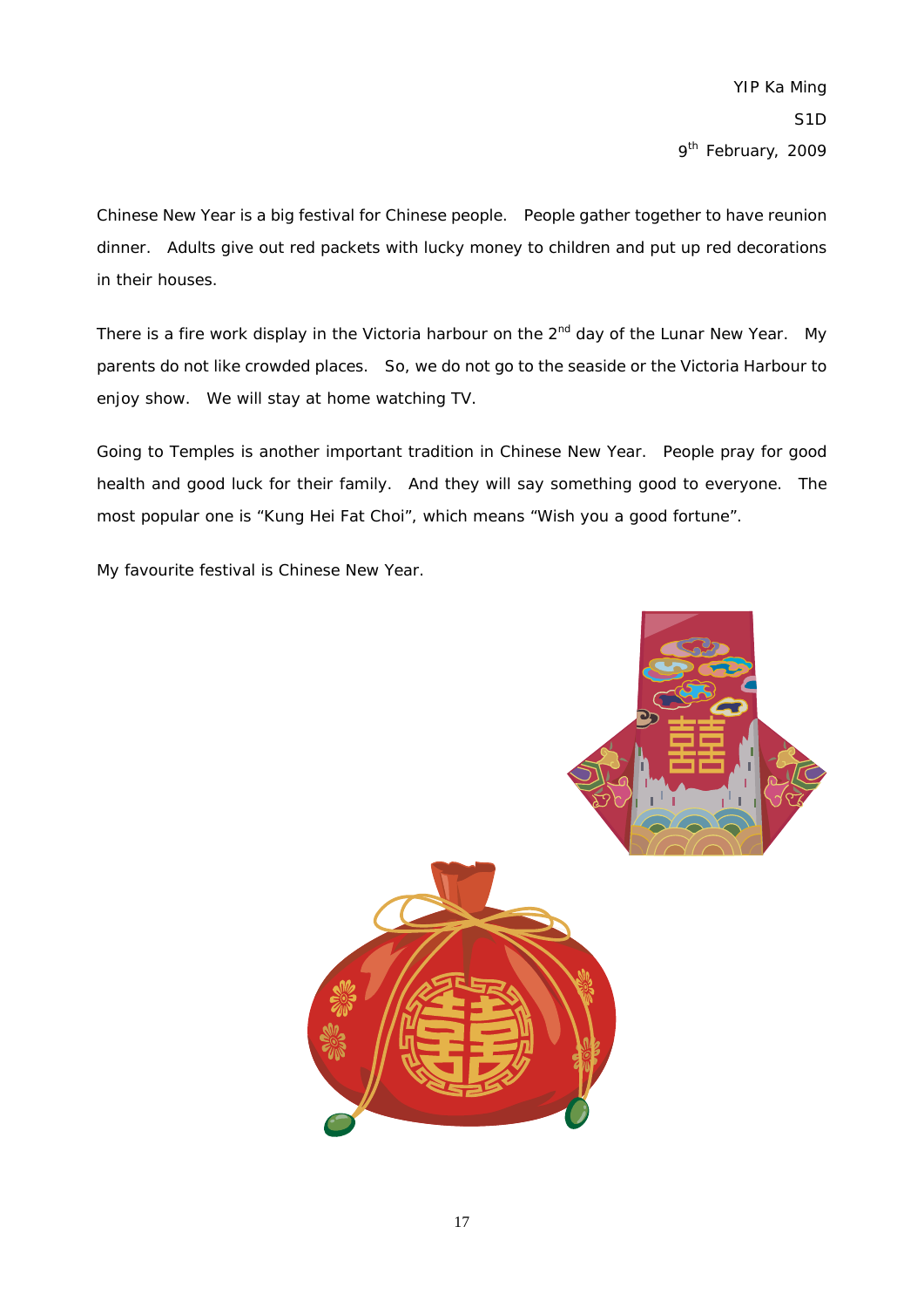YIP Ka Ming

S1D

9th February, 2009

Chinese New Year is a big festival for Chinese people. People gather together to have reunion dinner. Adults give out red packets with lucky money to children and put up red decorations in their houses.

There is a fire work display in the Victoria harbour on the 2nd day of the Lunar New Year. My parents do not like crowded places. So, we do not go to the seaside or the Victoria Harbour to enjoy show. We will stay at home watching TV.

Going to Temples is another important tradition in Chinese New Year. People pray for good health and good luck for their family. And they will say something good to everyone. The most popular one is "Kung Hei Fat Choi", which means "Wish you a good fortune".

My favourite festival is Chinese New Year.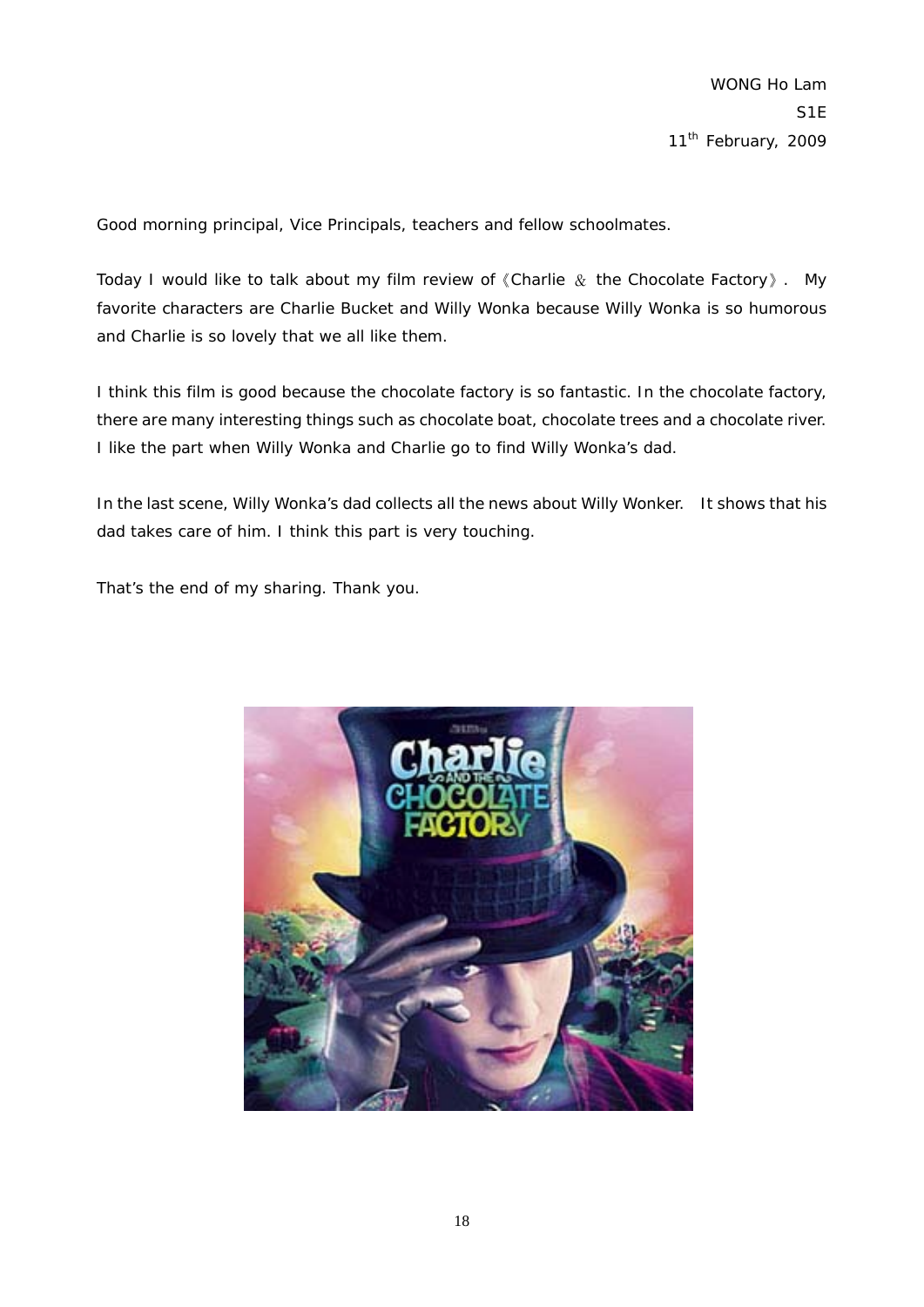WONG Ho Lam
S1E
11th February, 2009

Good morning principal, Vice Principals, teachers and fellow schoolmates.

Today I would like to talk about my film review of《Charlie ＆ the Chocolate Factory》. My favorite characters are Charlie Bucket and Willy Wonka because Willy Wonka is so humorous and Charlie is so lovely that we all like them.

I think this film is good because the chocolate factory is so fantastic. In the chocolate factory, there are many interesting things such as chocolate boat, chocolate trees and a chocolate river. I like the part when Willy Wonka and Charlie go to find Willy Wonka's dad.

In the last scene, Willy Wonka's dad collects all the news about Willy Wonker. It shows that his dad takes care of him. I think this part is very touching.

That's the end of my sharing. Thank you.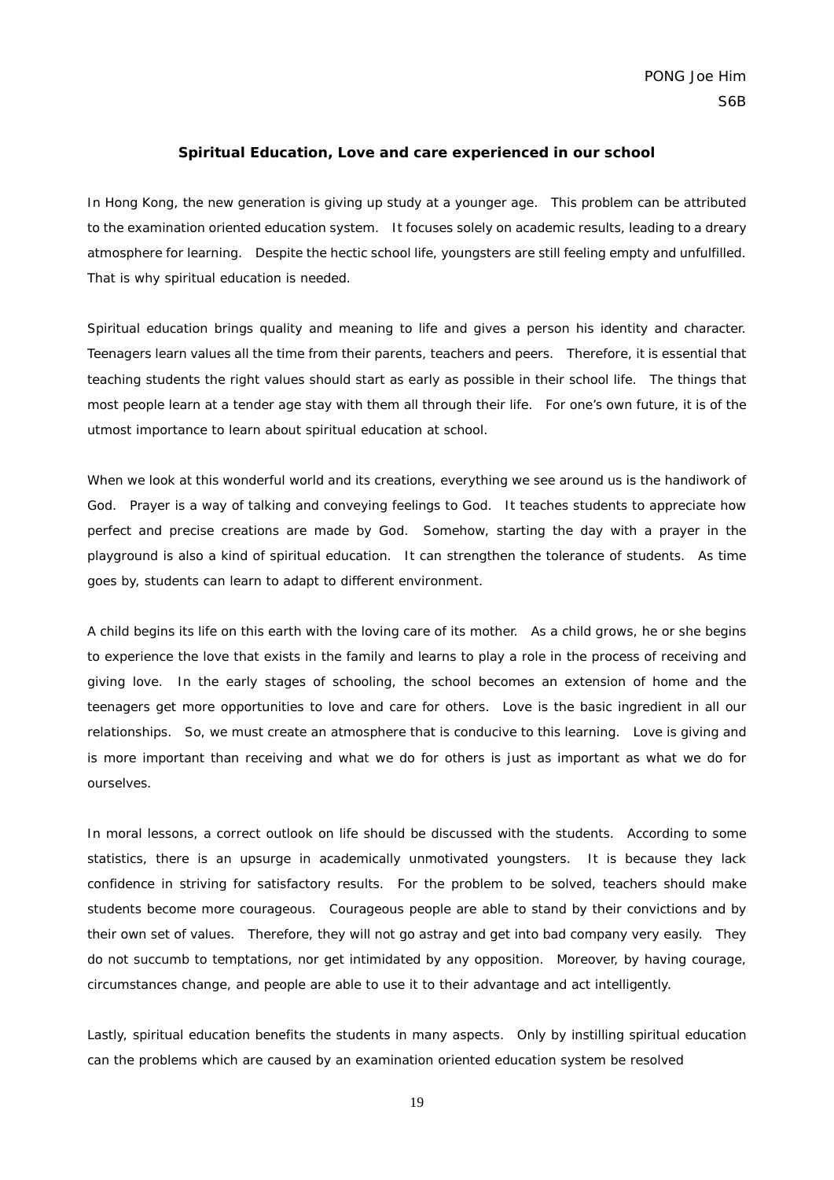PONG Joe Him
S6B

**Spiritual Education, Love and care experienced in our school**

In Hong Kong, the new generation is giving up study at a younger age. This problem can be attributed to the examination oriented education system. It focuses solely on academic results, leading to a dreary atmosphere for learning. Despite the hectic school life, youngsters are still feeling empty and unfulfilled. That is why spiritual education is needed.

Spiritual education brings quality and meaning to life and gives a person his identity and character. Teenagers learn values all the time from their parents, teachers and peers. Therefore, it is essential that teaching students the right values should start as early as possible in their school life. The things that most people learn at a tender age stay with them all through their life. For one's own future, it is of the utmost importance to learn about spiritual education at school.

When we look at this wonderful world and its creations, everything we see around us is the handiwork of God. Prayer is a way of talking and conveying feelings to God. It teaches students to appreciate how perfect and precise creations are made by God. Somehow, starting the day with a prayer in the playground is also a kind of spiritual education. It can strengthen the tolerance of students. As time goes by, students can learn to adapt to different environment.

A child begins its life on this earth with the loving care of its mother. As a child grows, he or she begins to experience the love that exists in the family and learns to play a role in the process of receiving and giving love. In the early stages of schooling, the school becomes an extension of home and the teenagers get more opportunities to love and care for others. Love is the basic ingredient in all our relationships. So, we must create an atmosphere that is conducive to this learning. Love is giving and is more important than receiving and what we do for others is just as important as what we do for ourselves.

In moral lessons, a correct outlook on life should be discussed with the students. According to some statistics, there is an upsurge in academically unmotivated youngsters. It is because they lack confidence in striving for satisfactory results. For the problem to be solved, teachers should make students become more courageous. Courageous people are able to stand by their convictions and by their own set of values. Therefore, they will not go astray and get into bad company very easily. They do not succumb to temptations, nor get intimidated by any opposition. Moreover, by having courage, circumstances change, and people are able to use it to their advantage and act intelligently.

Lastly, spiritual education benefits the students in many aspects. Only by instilling spiritual education can the problems which are caused by an examination oriented education system be resolved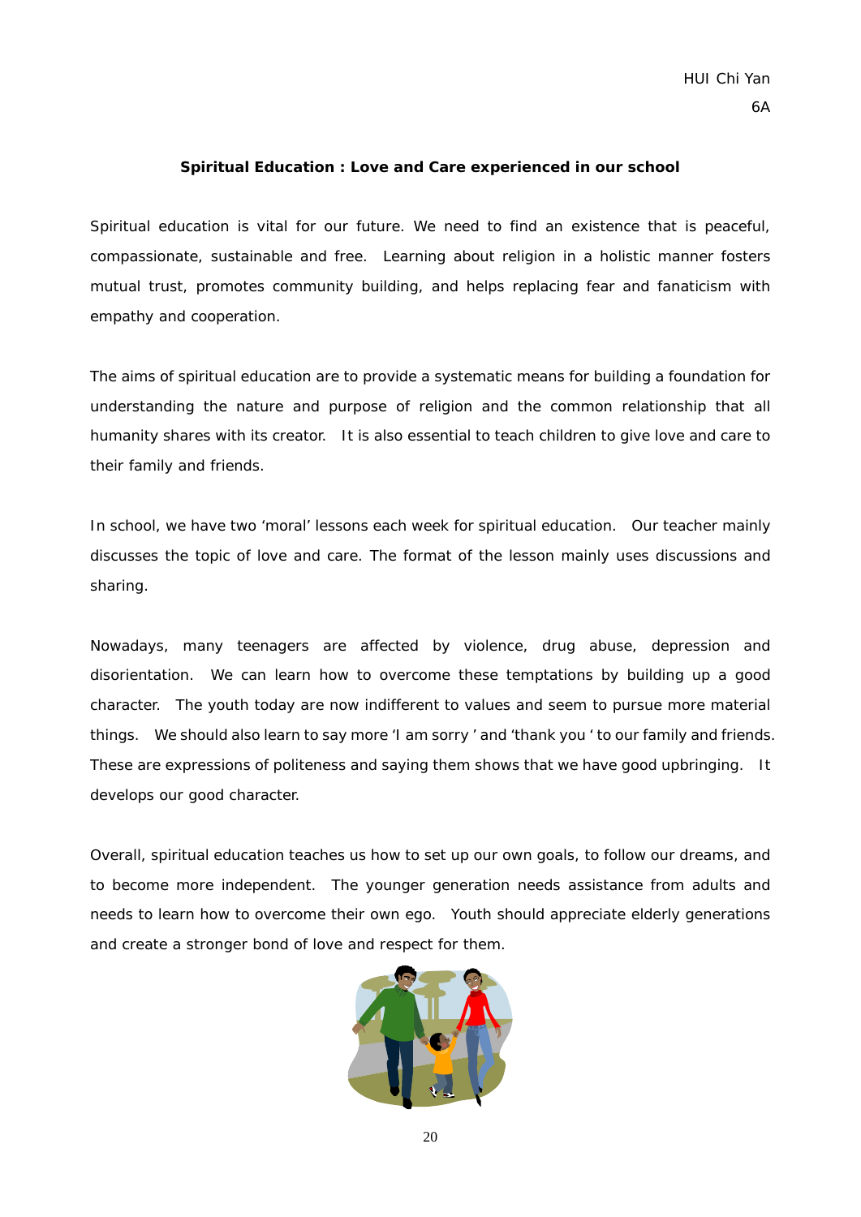HUI Chi Yan
6A

**Spiritual Education : Love and Care experienced in our school**

Spiritual education is vital for our future. We need to find an existence that is peaceful, compassionate, sustainable and free. Learning about religion in a holistic manner fosters mutual trust, promotes community building, and helps replacing fear and fanaticism with empathy and cooperation.

The aims of spiritual education are to provide a systematic means for building a foundation for understanding the nature and purpose of religion and the common relationship that all humanity shares with its creator. It is also essential to teach children to give love and care to their family and friends.

In school, we have two 'moral' lessons each week for spiritual education. Our teacher mainly discusses the topic of love and care. The format of the lesson mainly uses discussions and sharing.

Nowadays, many teenagers are affected by violence, drug abuse, depression and disorientation. We can learn how to overcome these temptations by building up a good character. The youth today are now indifferent to values and seem to pursue more material things. We should also learn to say more 'I am sorry ' and 'thank you ' to our family and friends. These are expressions of politeness and saying them shows that we have good upbringing. It develops our good character.

Overall, spiritual education teaches us how to set up our own goals, to follow our dreams, and to become more independent. The younger generation needs assistance from adults and needs to learn how to overcome their own ego. Youth should appreciate elderly generations and create a stronger bond of love and respect for them.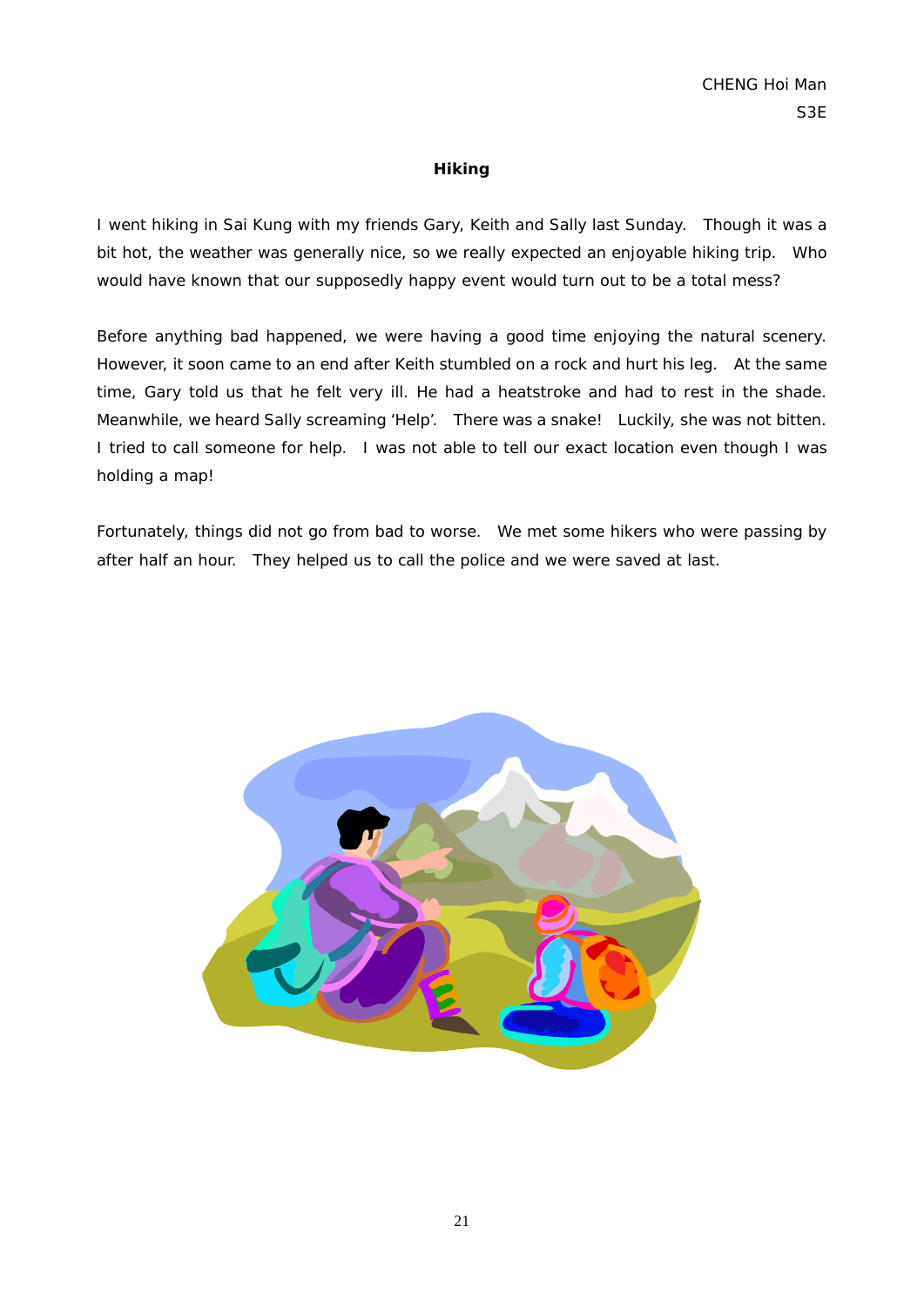CHENG Hoi Man
S3E

## Hiking

I went hiking in Sai Kung with my friends Gary, Keith and Sally last Sunday. Though it was a bit hot, the weather was generally nice, so we really expected an enjoyable hiking trip. Who would have known that our supposedly happy event would turn out to be a total mess?

Before anything bad happened, we were having a good time enjoying the natural scenery. However, it soon came to an end after Keith stumbled on a rock and hurt his leg. At the same time, Gary told us that he felt very ill. He had a heatstroke and had to rest in the shade. Meanwhile, we heard Sally screaming 'Help'. There was a snake! Luckily, she was not bitten. I tried to call someone for help. I was not able to tell our exact location even though I was holding a map!

Fortunately, things did not go from bad to worse. We met some hikers who were passing by after half an hour. They helped us to call the police and we were saved at last.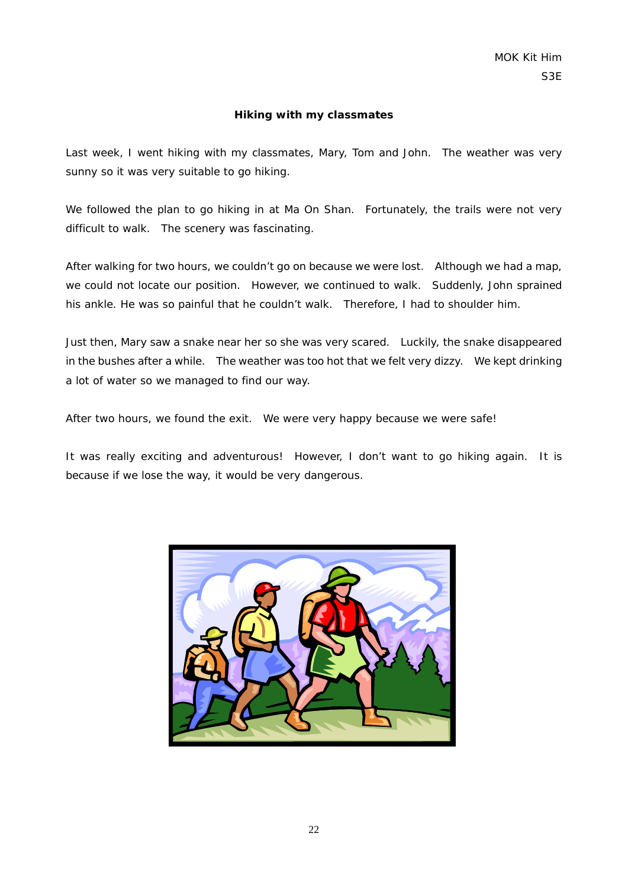MOK Kit Him
S3E

**Hiking with my classmates**

Last week, I went hiking with my classmates, Mary, Tom and John. The weather was very sunny so it was very suitable to go hiking.

We followed the plan to go hiking in at Ma On Shan. Fortunately, the trails were not very difficult to walk. The scenery was fascinating.

After walking for two hours, we couldn't go on because we were lost. Although we had a map, we could not locate our position. However, we continued to walk. Suddenly, John sprained his ankle. He was so painful that he couldn't walk. Therefore, I had to shoulder him.

Just then, Mary saw a snake near her so she was very scared. Luckily, the snake disappeared in the bushes after a while. The weather was too hot that we felt very dizzy. We kept drinking a lot of water so we managed to find our way.

After two hours, we found the exit. We were very happy because we were safe!

It was really exciting and adventurous! However, I don't want to go hiking again. It is because if we lose the way, it would be very dangerous.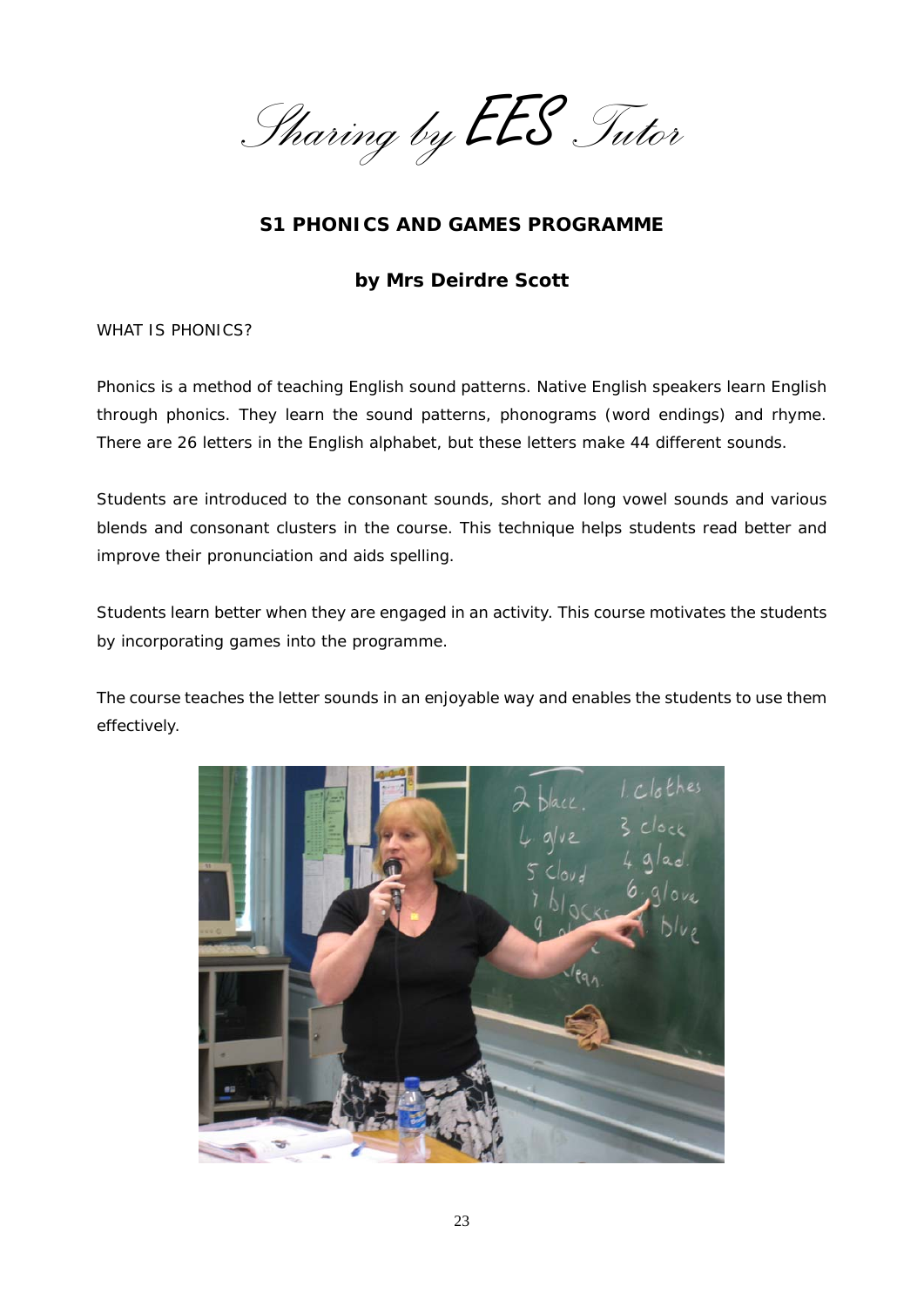*Sharing by EES Tutor*

## S1 PHONICS AND GAMES PROGRAMME

### by Mrs Deirdre Scott

WHAT IS PHONICS?

Phonics is a method of teaching English sound patterns. Native English speakers learn English through phonics. They learn the sound patterns, phonograms (word endings) and rhyme. There are 26 letters in the English alphabet, but these letters make 44 different sounds.

Students are introduced to the consonant sounds, short and long vowel sounds and various blends and consonant clusters in the course. This technique helps students read better and improve their pronunciation and aids spelling.

Students learn better when they are engaged in an activity. This course motivates the students by incorporating games into the programme.

The course teaches the letter sounds in an enjoyable way and enables the students to use them effectively.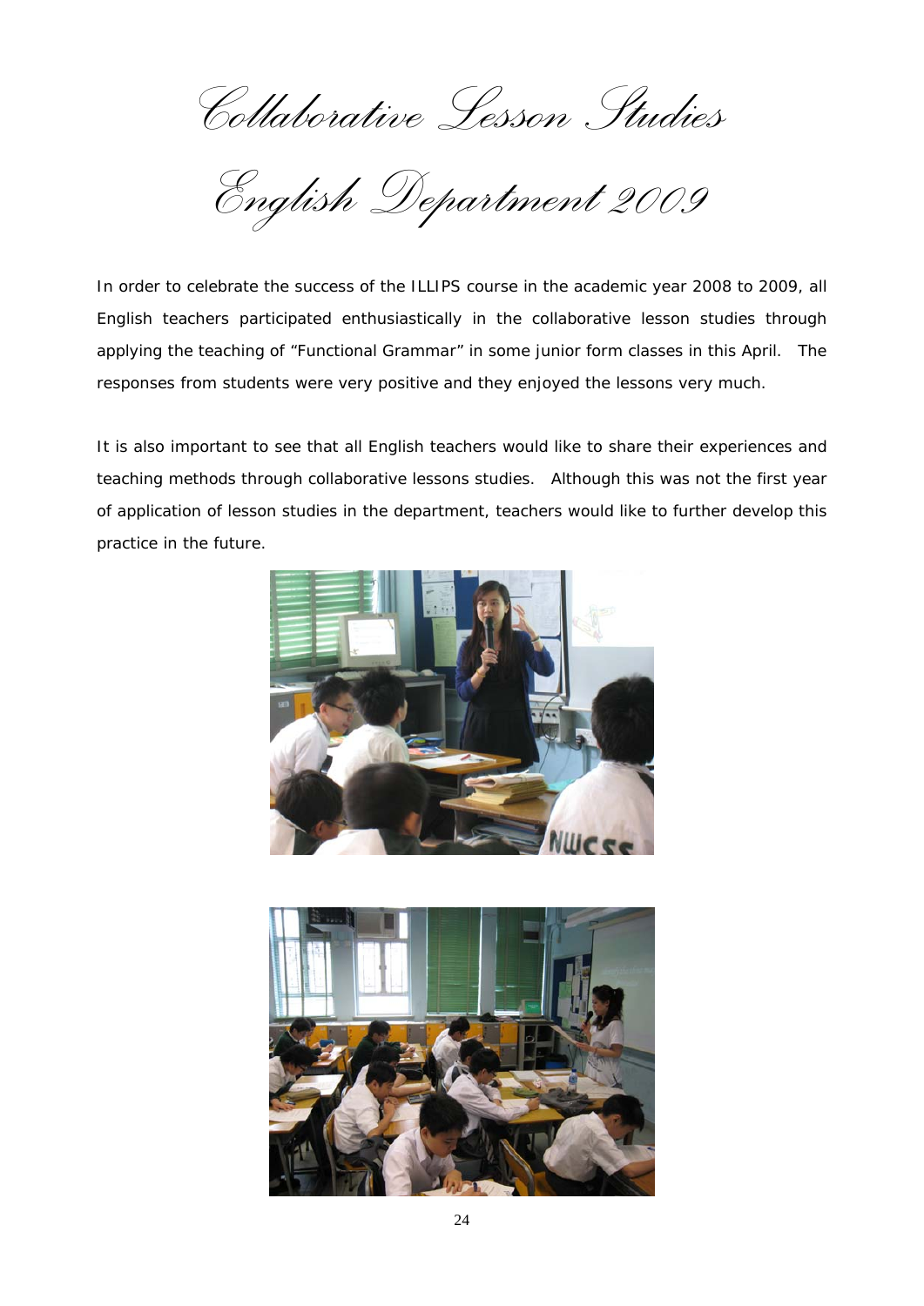# Collaborative Lesson Studies

# English Department 2009

In order to celebrate the success of the ILLIPS course in the academic year 2008 to 2009, all English teachers participated enthusiastically in the collaborative lesson studies through applying the teaching of "Functional Grammar" in some junior form classes in this April. The responses from students were very positive and they enjoyed the lessons very much.

It is also important to see that all English teachers would like to share their experiences and teaching methods through collaborative lessons studies. Although this was not the first year of application of lesson studies in the department, teachers would like to further develop this practice in the future.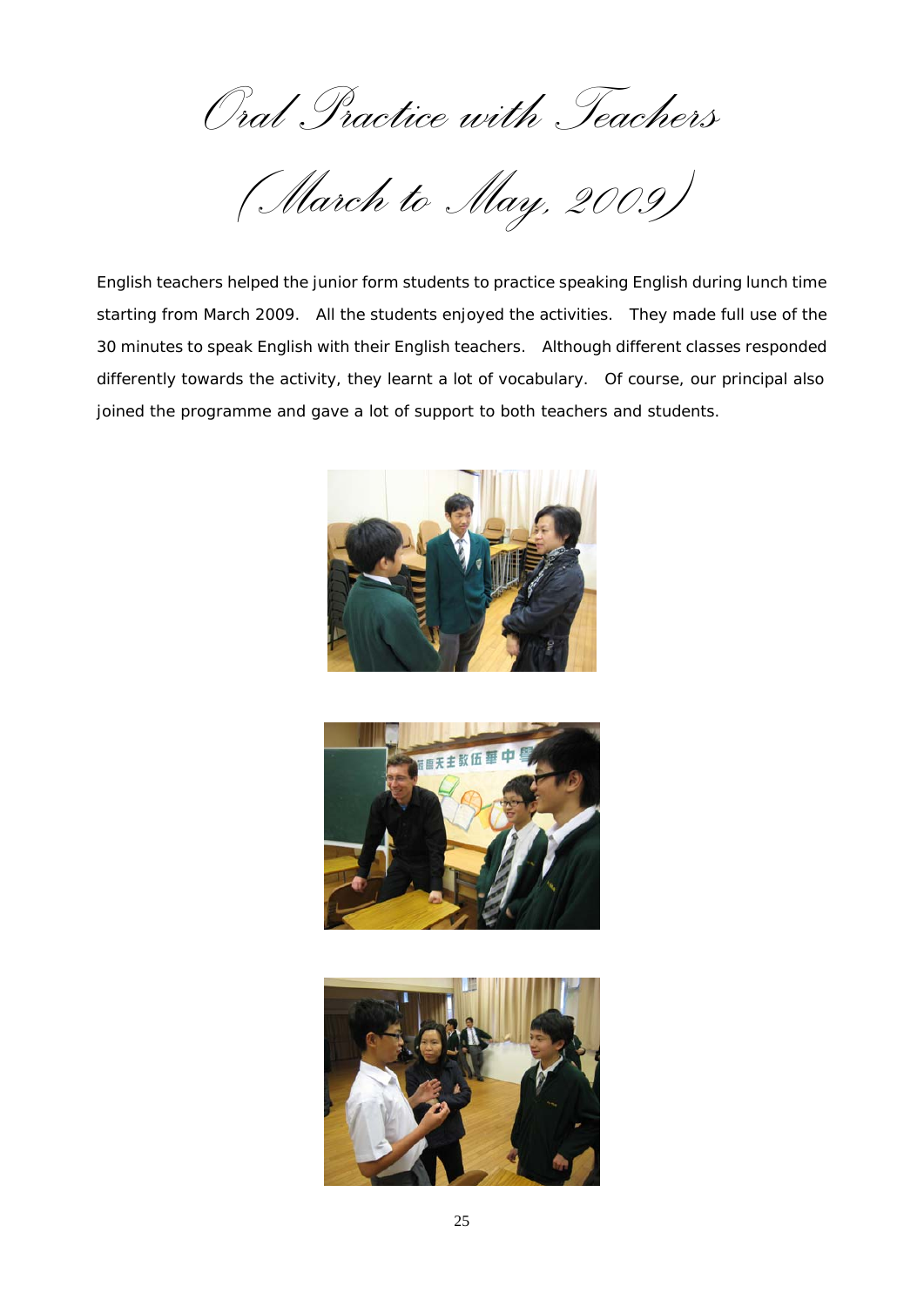# Oral Practice with Teachers

## (March to May, 2009)

English teachers helped the junior form students to practice speaking English during lunch time starting from March 2009. All the students enjoyed the activities. They made full use of the 30 minutes to speak English with their English teachers. Although different classes responded differently towards the activity, they learnt a lot of vocabulary. Of course, our principal also joined the programme and gave a lot of support to both teachers and students.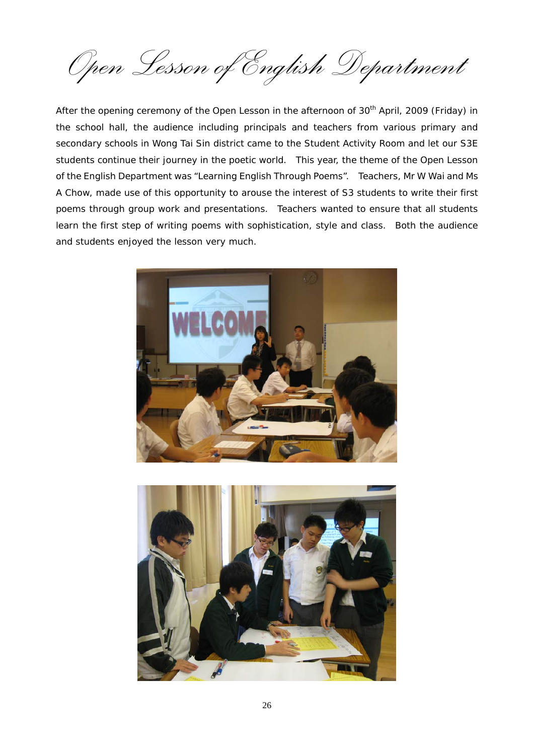# Open Lesson of English Department

After the opening ceremony of the Open Lesson in the afternoon of 30th April, 2009 (Friday) in the school hall, the audience including principals and teachers from various primary and secondary schools in Wong Tai Sin district came to the Student Activity Room and let our S3E students continue their journey in the poetic world. This year, the theme of the Open Lesson of the English Department was "Learning English Through Poems". Teachers, Mr W Wai and Ms A Chow, made use of this opportunity to arouse the interest of S3 students to write their first poems through group work and presentations. Teachers wanted to ensure that all students learn the first step of writing poems with sophistication, style and class. Both the audience and students enjoyed the lesson very much.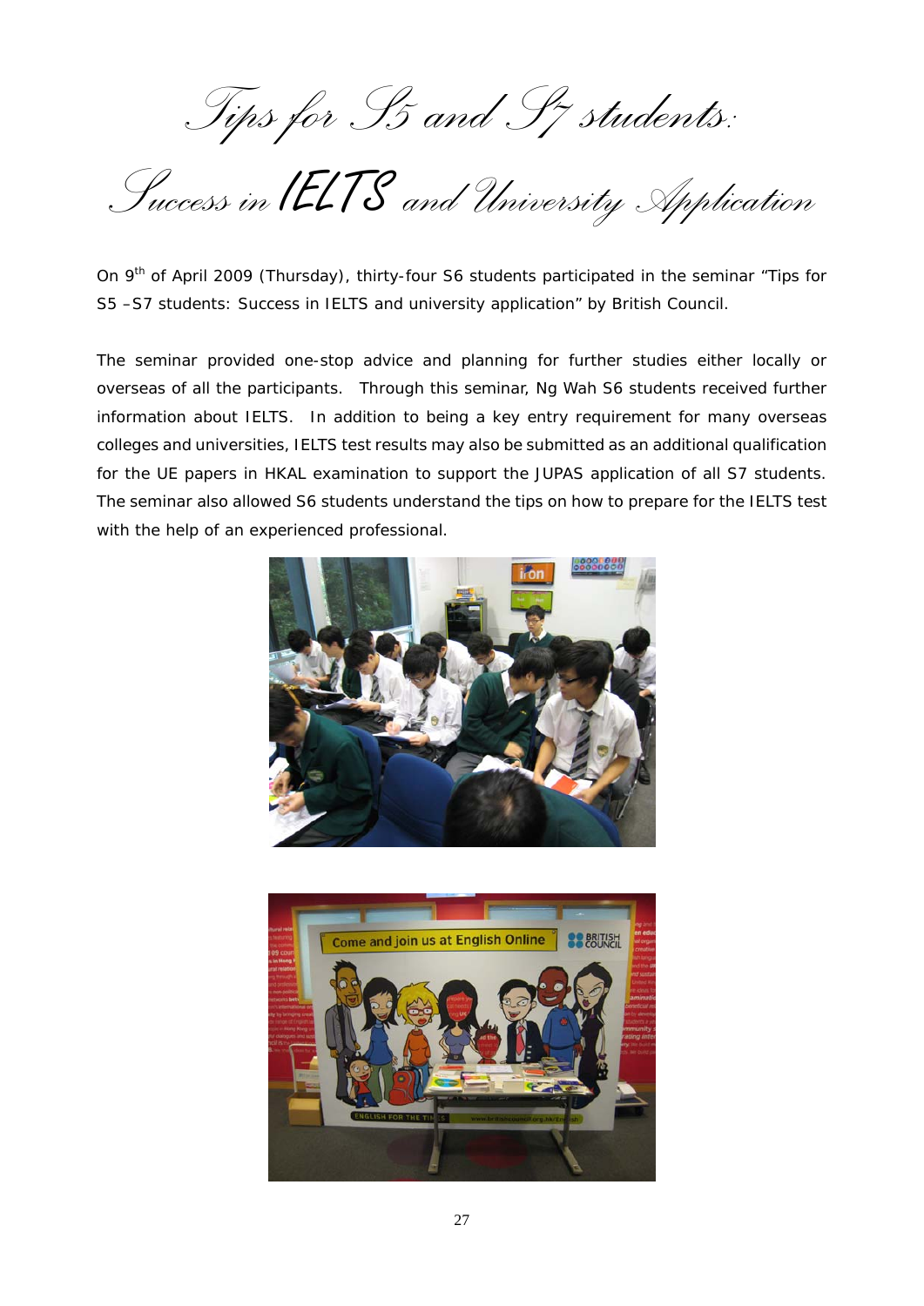# Tips for S5 and S7 students:

# Success in IELTS and University Application

On 9th of April 2009 (Thursday), thirty-four S6 students participated in the seminar "Tips for S5 –S7 students: Success in IELTS and university application" by British Council.

The seminar provided one-stop advice and planning for further studies either locally or overseas of all the participants. Through this seminar, Ng Wah S6 students received further information about IELTS. In addition to being a key entry requirement for many overseas colleges and universities, IELTS test results may also be submitted as an additional qualification for the UE papers in HKAL examination to support the JUPAS application of all S7 students. The seminar also allowed S6 students understand the tips on how to prepare for the IELTS test with the help of an experienced professional.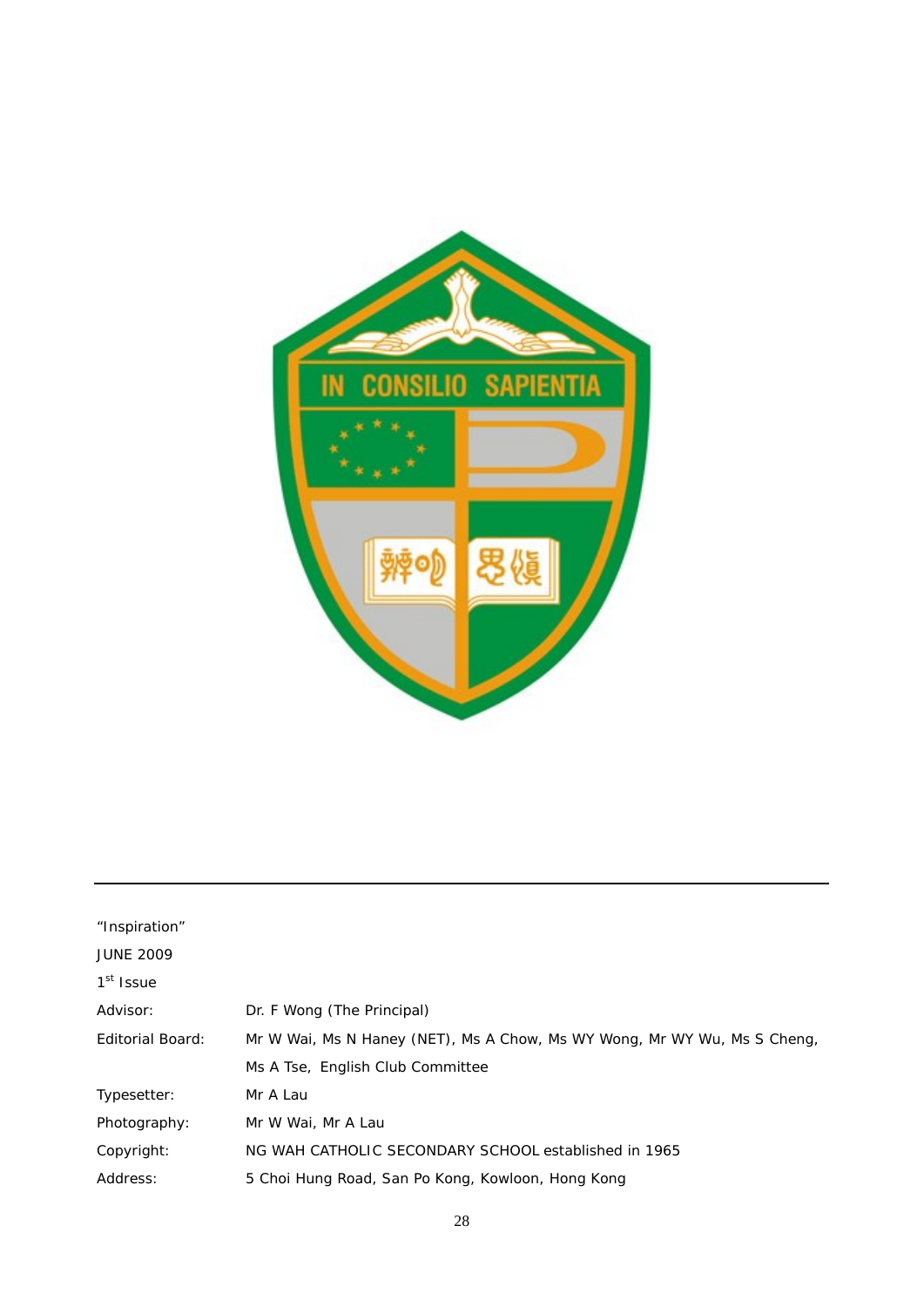“Inspiration”

JUNE 2009

1st Issue

| | |
|---|---|
| Advisor: | Dr. F Wong (The Principal) |
| Editorial Board: | Mr W Wai, Ms N Haney (NET), Ms A Chow, Ms WY Wong, Mr WY Wu, Ms S Cheng, Ms A Tse, English Club Committee |
| Typesetter: | Mr A Lau |
| Photography: | Mr W Wai, Mr A Lau |
| Copyright: | NG WAH CATHOLIC SECONDARY SCHOOL established in 1965 |
| Address: | 5 Choi Hung Road, San Po Kong, Kowloon, Hong Kong |